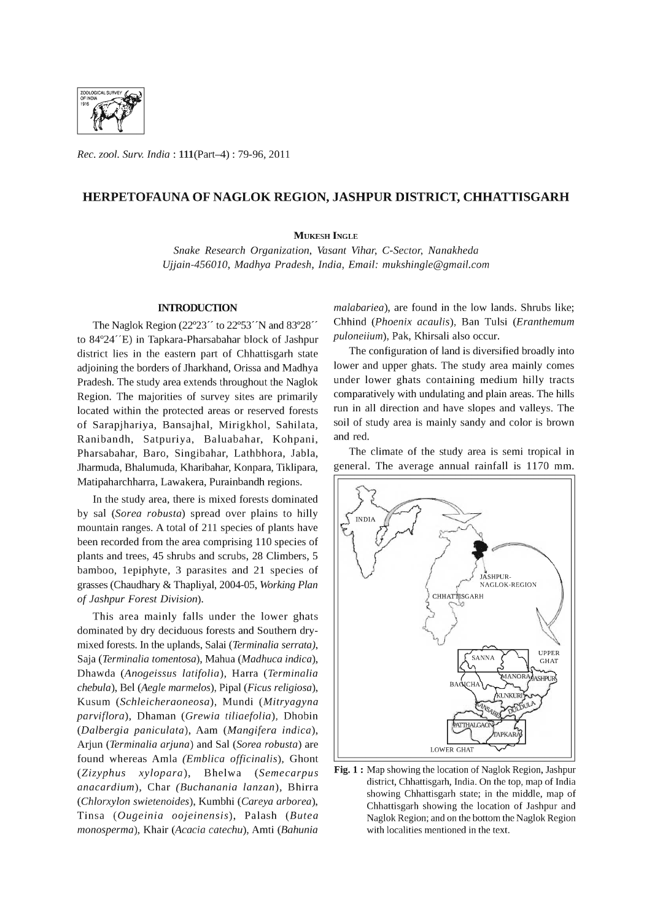# HERPETOFAUNA OF NAGLOK REGION, JASHPUR DISTRICT, CHHATTISGARH

**Mukesh Ingle**

*Snake Research Organization, Vasant Vihar, C-Sector, Nanakheda Ujjain-456010, Madhya Pradesh, India, Email: mukshingle@gmail.com*

## INTRODUCTION

The Naglok Region (22º23´´ to 22º53´´N and 83º28´´ to 84º24´´E) in Tapkara-Pharsabahar block of Jashpur district lies in the eastern part of Chhattisgarh state adjoining the borders of Jharkhand, Orissa and Madhya Pradesh. The study area extends throughout the Naglok Region. The majorities of survey sites are primarily located within the protected areas or reserved forests of Sarapjhariya, Bansajhal, Mirigkhol, Sahilata, Ranibandh, Satpuriya, Baluabahar, Kohpani, Pharsabahar, Baro, Singibahar, Lathbhora, Jabla, Jharmuda, Bhalumuda, Kharibahar, Konpara, Tiklipara, Matipaharchharra, Lawakera, Purainbandh regions.

In the study area, there is mixed forests dominated by sal (*Sorea robusta*) spread over plains to hilly mountain ranges. A total of 211 species of plants have been recorded from the area comprising 110 species of plants and trees, 45 shrubs and scrubs, 28 Climbers, 5 bamboo, 1epiphyte, 3 parasites and 21 species of grasses (Chaudhary & Thapliyal, 2004-05, *Working Plan of Jashpur Forest Division*).

This area mainly falls under the lower ghats dominated by dry deciduous forests and Southern dry-mixed forests. In the uplands, Salai (*Terminalia serrata)*, Saja (*Terminalia tomentosa*), Mahua (*Madhuca indica*), Dhawda (*Anogeissus latifolia*), Harra (*Terminalia chebula*), Bel (*Aegle marmelos*), Pipal (*Ficus religiosa*), Kusum (*Schleicheraoneosa*), Mundi (*Mitryagyna parviflora*), Dhaman (*Grewia tiliaefolia*), Dhobin (*Dalbergia paniculata*), Aam (*Mangifera indica*), Arjun (*Terminalia arjuna*) and Sal (*Sorea robusta*) are found whereas Amla *(Emblica officinalis*), Ghont (*Zizyphus xylopara*), Bhelwa (*Semecarpus anacardium*), Char *(Buchanania lanzan*), Bhirra (*Chlorxylon swietenoides*), Kumbhi (*Careya arborea*), Tinsa (*Ougeinia oojeinensis*), Palash (*Butea monosperma*), Khair (*Acacia catechu*), Amti (*Bahunia malabariea*), are found in the low lands. Shrubs like; Chhind (*Phoenix acaulis*), Ban Tulsi (*Eranthemum puloneiium*), Pak, Khirsali also occur.

The configuration of land is diversified broadly into lower and upper ghats. The study area mainly comes under lower ghats containing medium hilly tracts comparatively with undulating and plain areas. The hills run in all direction and have slopes and valleys. The soil of study area is mainly sandy and color is brown and red.

The climate of the study area is semi tropical in general. The average annual rainfall is 1170 mm.

**Fig. 1 :** Map showing the location of Naglok Region, Jashpur district, Chhattisgarh, India. On the top, map of India showing Chhattisgarh state; in the middle, map of Chhattisgarh showing the location of Jashpur and Naglok Region; and on the bottom the Naglok Region with localities mentioned in the text.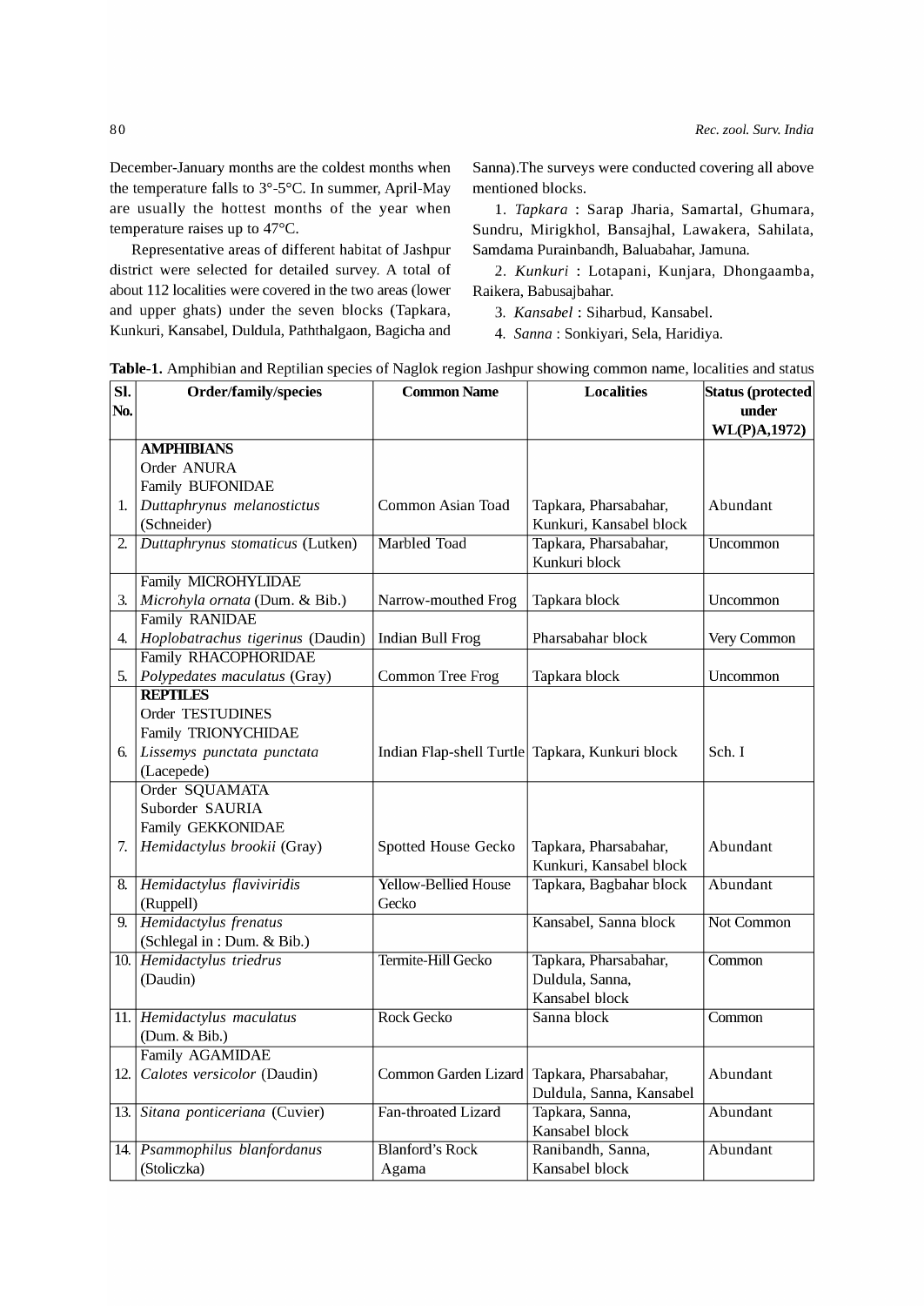December-January months are the coldest months when the temperature falls to 3°-5°C. In summer, April-May are usually the hottest months of the year when temperature raises up to 47°C.

Representative areas of different habitat of Jashpur district were selected for detailed survey. A total of about 112 localities were covered in the two areas (lower and upper ghats) under the seven blocks (Tapkara, Kunkuri, Kansabel, Duldula, Paththalgaon, Bagicha and Sanna).The surveys were conducted covering all above mentioned blocks.

1. *Tapkara* : Sarap Jharia, Samartal, Ghumara, Sundru, Mirigkhol, Bansajhal, Lawakera, Sahilata, Samdama Purainbandh, Baluabahar, Jamuna.

2. *Kunkuri* : Lotapani, Kunjara, Dhongaamba, Raikera, Babusajbahar.

3. *Kansabel* : Siharbud, Kansabel.

4. *Sanna* : Sonkiyari, Sela, Haridiya.

**Table-1.** Amphibian and Reptilian species of Naglok region Jashpur showing common name, localities and status

| Sl. No. | Order/family/species | Common Name | Localities | Status (protected under WL(P)A,1972) |
|---|---|---|---|---|
| | **AMPHIBIANS** Order ANURA Family BUFONIDAE | | | |
| 1. | *Duttaphrynus melanostictus* (Schneider) | Common Asian Toad | Tapkara, Pharsabahar, Kunkuri, Kansabel block | Abundant |
| 2. | *Duttaphrynus stomaticus* (Lutken) | Marbled Toad | Tapkara, Pharsabahar, Kunkuri block | Uncommon |
| | Family MICROHYLIDAE | | | |
| 3. | *Microhyla ornata* (Dum. & Bib.) | Narrow-mouthed Frog | Tapkara block | Uncommon |
| | Family RANIDAE | | | |
| 4. | *Hoplobatrachus tigerinus* (Daudin) | Indian Bull Frog | Pharsabahar block | Very Common |
| | Family RHACOPHORIDAE | | | |
| 5. | *Polypedates maculatus* (Gray) | Common Tree Frog | Tapkara block | Uncommon |
| | **REPTILES** Order TESTUDINES Family TRIONYCHIDAE | | | |
| 6. | *Lissemys punctata punctata* (Lacepede) | Indian Flap-shell Turtle | Tapkara, Kunkuri block | Sch. I |
| | Order SQUAMATA Suborder SAURIA Family GEKKONIDAE | | | |
| 7. | *Hemidactylus brookii* (Gray) | Spotted House Gecko | Tapkara, Pharsabahar, Kunkuri, Kansabel block | Abundant |
| 8. | *Hemidactylus flaviviridis* (Ruppell) | Yellow-Bellied House Gecko | Tapkara, Bagbahar block | Abundant |
| 9. | *Hemidactylus frenatus* (Schlegal in : Dum. & Bib.) | | Kansabel, Sanna block | Not Common |
| 10. | *Hemidactylus triedrus* (Daudin) | Termite-Hill Gecko | Tapkara, Pharsabahar, Duldula, Sanna, Kansabel block | Common |
| 11. | *Hemidactylus maculatus* (Dum. & Bib.) | Rock Gecko | Sanna block | Common |
| | Family AGAMIDAE | | | |
| 12. | *Calotes versicolor* (Daudin) | Common Garden Lizard | Tapkara, Pharsabahar, Duldula, Sanna, Kansabel | Abundant |
| 13. | *Sitana ponticeriana* (Cuvier) | Fan-throated Lizard | Tapkara, Sanna, Kansabel block | Abundant |
| 14. | *Psammophilus blanfordanus* (Stoliczka) | Blanford's Rock Agama | Ranibandh, Sanna, Kansabel block | Abundant |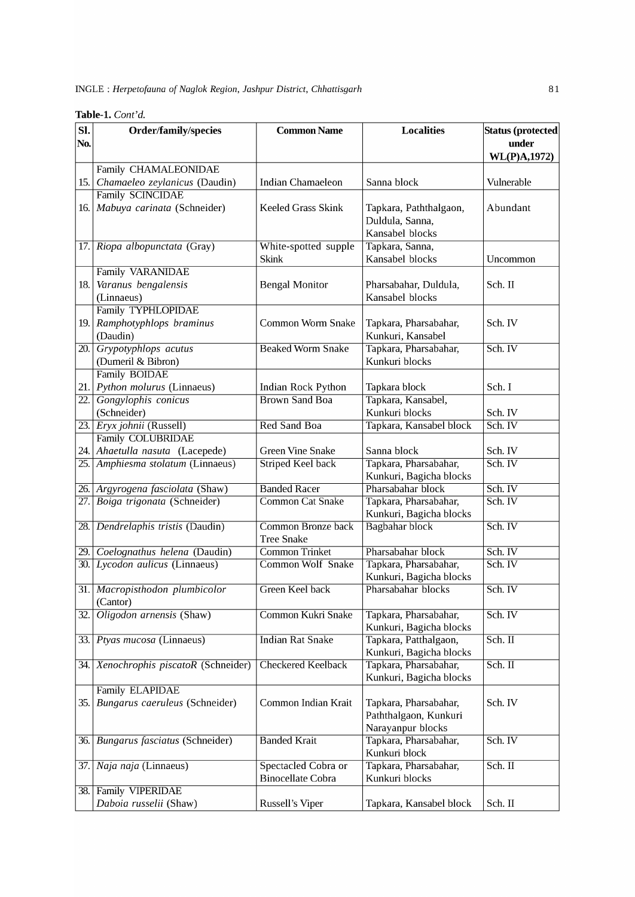**Table-1.** *Cont'd.*

| Sl. No. | Order/family/species | Common Name | Localities | Status (protected under WL(P)A,1972) |
|---|---|---|---|---|
| | Family CHAMALEONIDAE | | | |
| 15. | *Chamaeleo zeylanicus* (Daudin) | Indian Chamaeleon | Sanna block | Vulnerable |
| | Family SCINCIDAE | | | |
| 16. | *Mabuya carinata* (Schneider) | Keeled Grass Skink | Tapkara, Paththalgaon, Duldula, Sanna, Kansabel blocks | Abundant |
| 17. | *Riopa albopunctata* (Gray) | White-spotted supple Skink | Tapkara, Sanna, Kansabel blocks | Uncommon |
| | Family VARANIDAE | | | |
| 18. | *Varanus bengalensis* (Linnaeus) | Bengal Monitor | Pharsabahar, Duldula, Kansabel blocks | Sch. II |
| | Family TYPHLOPIDAE | | | |
| 19. | *Ramphotyphlops braminus* (Daudin) | Common Worm Snake | Tapkara, Pharsabahar, Kunkuri, Kansabel | Sch. IV |
| 20. | *Grypotyphlops acutus* (Dumeril & Bibron) | Beaked Worm Snake | Tapkara, Pharsabahar, Kunkuri blocks | Sch. IV |
| | Family BOIDAE | | | |
| 21. | *Python molurus* (Linnaeus) | Indian Rock Python | Tapkara block | Sch. I |
| 22. | *Gongylophis conicus* (Schneider) | Brown Sand Boa | Tapkara, Kansabel, Kunkuri blocks | Sch. IV |
| 23. | *Eryx johnii* (Russell) | Red Sand Boa | Tapkara, Kansabel block | Sch. IV |
| | Family COLUBRIDAE | | | |
| 24. | *Ahaetulla nasuta* (Lacepede) | Green Vine Snake | Sanna block | Sch. IV |
| 25. | *Amphiesma stolatum* (Linnaeus) | Striped Keel back | Tapkara, Pharsabahar, Kunkuri, Bagicha blocks | Sch. IV |
| 26. | *Argyrogena fasciolata* (Shaw) | Banded Racer | Pharsabahar block | Sch. IV |
| 27. | *Boiga trigonata* (Schneider) | Common Cat Snake | Tapkara, Pharsabahar, Kunkuri, Bagicha blocks | Sch. IV |
| 28. | *Dendrelaphis tristis* (Daudin) | Common Bronze back Tree Snake | Bagbahar block | Sch. IV |
| 29. | *Coelognathus helena* (Daudin) | Common Trinket | Pharsabahar block | Sch. IV |
| 30. | *Lycodon aulicus* (Linnaeus) | Common Wolf Snake | Tapkara, Pharsabahar, Kunkuri, Bagicha blocks | Sch. IV |
| 31. | *Macropisthodon plumbicolor* (Cantor) | Green Keel back | Pharsabahar blocks | Sch. IV |
| 32. | *Oligodon arnensis* (Shaw) | Common Kukri Snake | Tapkara, Pharsabahar, Kunkuri, Bagicha blocks | Sch. IV |
| 33. | *Ptyas mucosa* (Linnaeus) | Indian Rat Snake | Tapkara, Patthalgaon, Kunkuri, Bagicha blocks | Sch. II |
| 34. | *Xenochrophis piscatoR* (Schneider) | Checkered Keelback | Tapkara, Pharsabahar, Kunkuri, Bagicha blocks | Sch. II |
| | Family ELAPIDAE | | | |
| 35. | *Bungarus caeruleus* (Schneider) | Common Indian Krait | Tapkara, Pharsabahar, Paththalgaon, Kunkuri Narayanpur blocks | Sch. IV |
| 36. | *Bungarus fasciatus* (Schneider) | Banded Krait | Tapkara, Pharsabahar, Kunkuri block | Sch. IV |
| 37. | *Naja naja* (Linnaeus) | Spectacled Cobra or Binocellate Cobra | Tapkara, Pharsabahar, Kunkuri blocks | Sch. II |
| 38. | Family VIPERIDAE *Daboia russelii* (Shaw) | Russell's Viper | Tapkara, Kansabel block | Sch. II |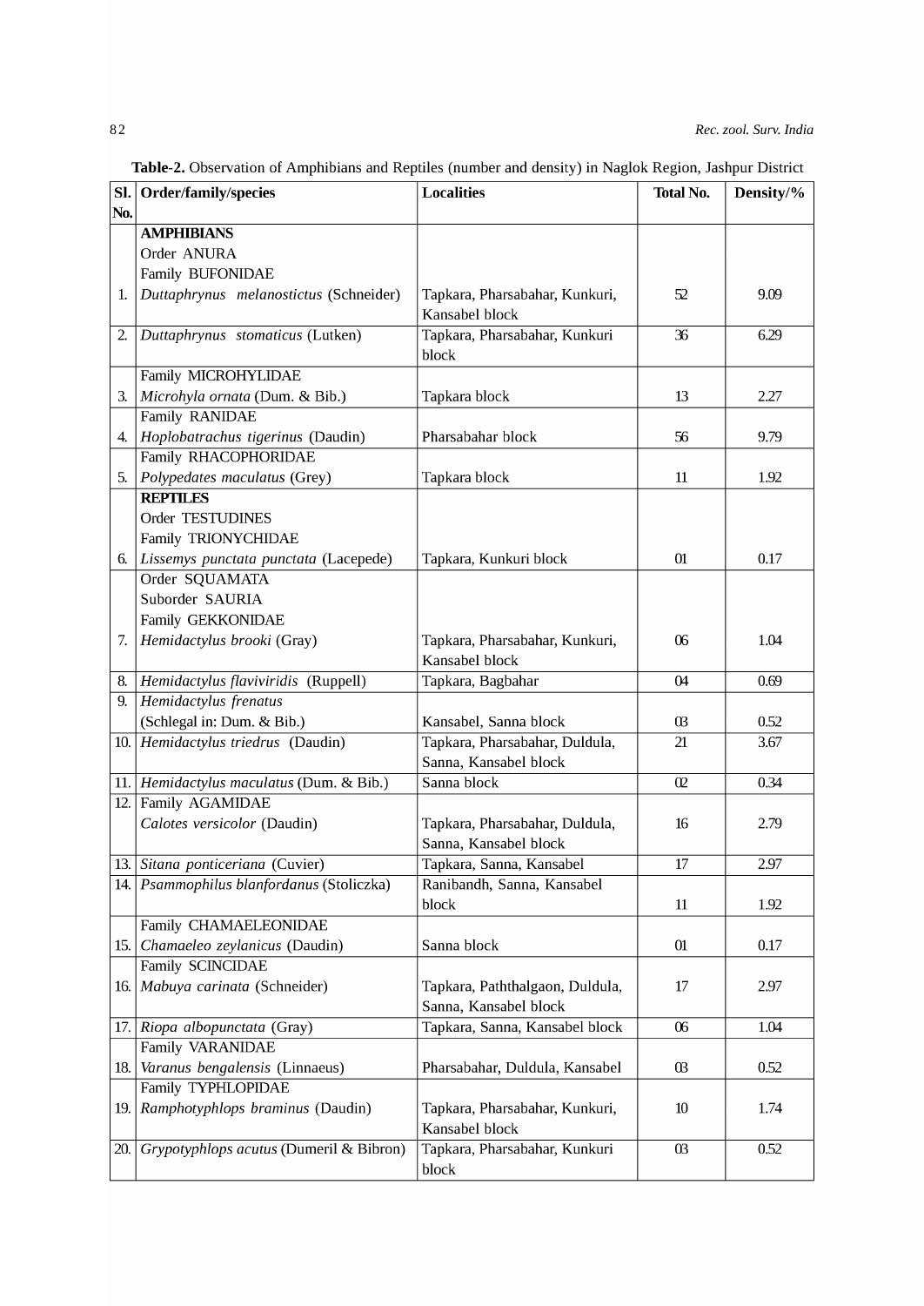**Table-2.** Observation of Amphibians and Reptiles (number and density) in Naglok Region, Jashpur District

| Sl. No. | Order/family/species | Localities | Total No. | Density/% |
|---|---|---|---|---|
| | **AMPHIBIANS** | | | |
| | Order ANURA | | | |
| | Family BUFONIDAE | | | |
| 1. | *Duttaphrynus melanostictus* (Schneider) | Tapkara, Pharsabahar, Kunkuri, Kansabel block | 52 | 9.09 |
| 2. | *Duttaphrynus stomaticus* (Lutken) | Tapkara, Pharsabahar, Kunkuri block | 36 | 6.29 |
| | Family MICROHYLIDAE | | | |
| 3. | *Microhyla ornata* (Dum. & Bib.) | Tapkara block | 13 | 2.27 |
| | Family RANIDAE | | | |
| 4. | *Hoplobatrachus tigerinus* (Daudin) | Pharsabahar block | 56 | 9.79 |
| | Family RHACOPHORIDAE | | | |
| 5. | *Polypedates maculatus* (Grey) | Tapkara block | 11 | 1.92 |
| | **REPTILES** | | | |
| | Order TESTUDINES | | | |
| | Family TRIONYCHIDAE | | | |
| 6. | *Lissemys punctata punctata* (Lacepede) | Tapkara, Kunkuri block | 01 | 0.17 |
| | Order SQUAMATA | | | |
| | Suborder SAURIA | | | |
| | Family GEKKONIDAE | | | |
| 7. | *Hemidactylus brooki* (Gray) | Tapkara, Pharsabahar, Kunkuri, Kansabel block | 06 | 1.04 |
| 8. | *Hemidactylus flaviviridis* (Ruppell) | Tapkara, Bagbahar | 04 | 0.69 |
| 9. | *Hemidactylus frenatus* (Schlegal in: Dum. & Bib.) | Kansabel, Sanna block | 03 | 0.52 |
| 10. | *Hemidactylus triedrus* (Daudin) | Tapkara, Pharsabahar, Duldula, Sanna, Kansabel block | 21 | 3.67 |
| 11. | *Hemidactylus maculatus* (Dum. & Bib.) | Sanna block | 02 | 0.34 |
| 12. | Family AGAMIDAE *Calotes versicolor* (Daudin) | Tapkara, Pharsabahar, Duldula, Sanna, Kansabel block | 16 | 2.79 |
| 13. | *Sitana ponticeriana* (Cuvier) | Tapkara, Sanna, Kansabel | 17 | 2.97 |
| 14. | *Psammophilus blanfordanus* (Stoliczka) | Ranibandh, Sanna, Kansabel block | 11 | 1.92 |
| | Family CHAMAELEONIDAE | | | |
| 15. | *Chamaeleo zeylanicus* (Daudin) | Sanna block | 01 | 0.17 |
| | Family SCINCIDAE | | | |
| 16. | *Mabuya carinata* (Schneider) | Tapkara, Paththalgaon, Duldula, Sanna, Kansabel block | 17 | 2.97 |
| 17. | *Riopa albopunctata* (Gray) | Tapkara, Sanna, Kansabel block | 06 | 1.04 |
| | Family VARANIDAE | | | |
| 18. | *Varanus bengalensis* (Linnaeus) | Pharsabahar, Duldula, Kansabel | 03 | 0.52 |
| | Family TYPHLOPIDAE | | | |
| 19. | *Ramphotyphlops braminus* (Daudin) | Tapkara, Pharsabahar, Kunkuri, Kansabel block | 10 | 1.74 |
| 20. | *Grypotyphlops acutus* (Dumeril & Bibron) | Tapkara, Pharsabahar, Kunkuri block | 03 | 0.52 |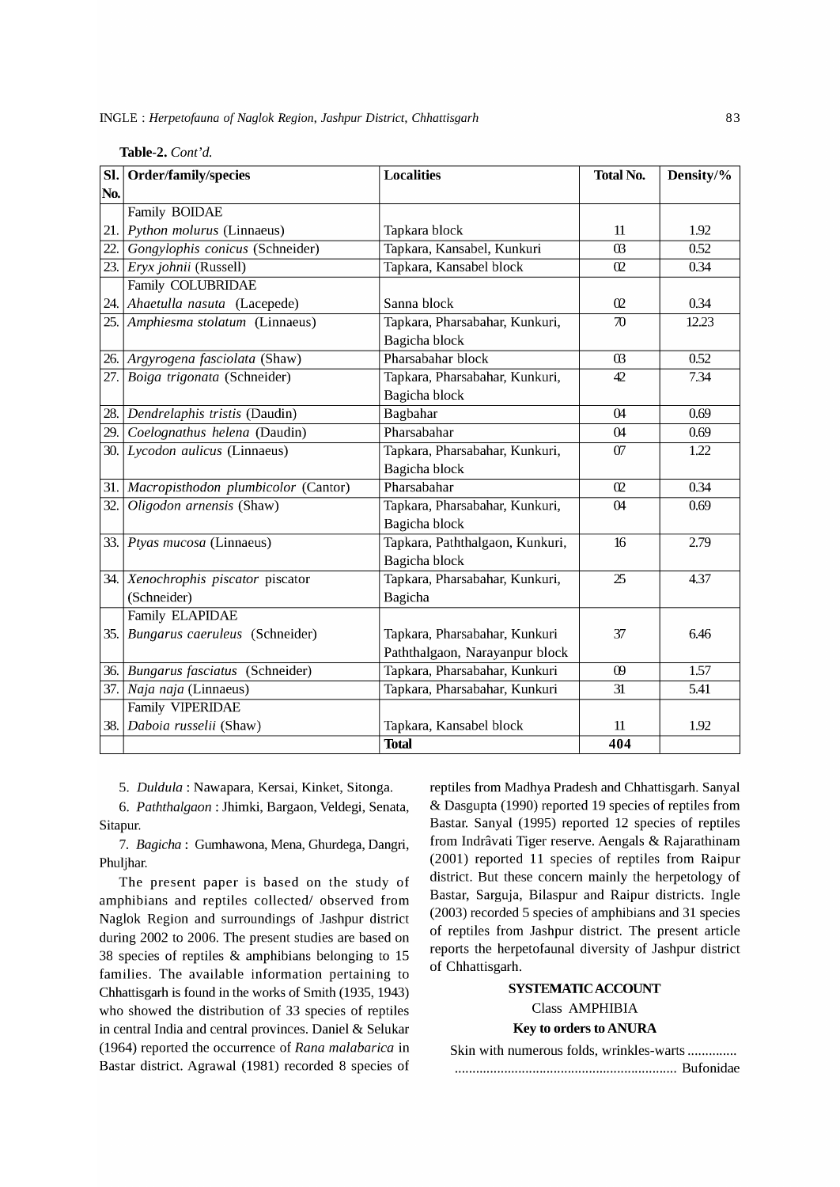**Table-2.** *Cont'd.*

| Sl. No. | Order/family/species | Localities | Total No. | Density/% |
|---|---|---|---|---|
| | Family BOIDAE | | | |
| 21. | *Python molurus* (Linnaeus) | Tapkara block | 11 | 1.92 |
| 22. | *Gongylophis conicus* (Schneider) | Tapkara, Kansabel, Kunkuri | 03 | 0.52 |
| 23. | *Eryx johnii* (Russell) | Tapkara, Kansabel block | 02 | 0.34 |
| | Family COLUBRIDAE | | | |
| 24. | *Ahaetulla nasuta* (Lacepede) | Sanna block | 02 | 0.34 |
| 25. | *Amphiesma stolatum* (Linnaeus) | Tapkara, Pharsabahar, Kunkuri, Bagicha block | 70 | 12.23 |
| 26. | *Argyrogena fasciolata* (Shaw) | Pharsabahar block | 03 | 0.52 |
| 27. | *Boiga trigonata* (Schneider) | Tapkara, Pharsabahar, Kunkuri, Bagicha block | 42 | 7.34 |
| 28. | *Dendrelaphis tristis* (Daudin) | Bagbahar | 04 | 0.69 |
| 29. | *Coelognathus helena* (Daudin) | Pharsabahar | 04 | 0.69 |
| 30. | *Lycodon aulicus* (Linnaeus) | Tapkara, Pharsabahar, Kunkuri, Bagicha block | 07 | 1.22 |
| 31. | *Macropisthodon plumbicolor* (Cantor) | Pharsabahar | 02 | 0.34 |
| 32. | *Oligodon arnensis* (Shaw) | Tapkara, Pharsabahar, Kunkuri, Bagicha block | 04 | 0.69 |
| 33. | *Ptyas mucosa* (Linnaeus) | Tapkara, Paththalgaon, Kunkuri, Bagicha block | 16 | 2.79 |
| 34. | *Xenochrophis piscator* piscator (Schneider) | Tapkara, Pharsabahar, Kunkuri, Bagicha | 25 | 4.37 |
| | Family ELAPIDAE | | | |
| 35. | *Bungarus caeruleus* (Schneider) | Tapkara, Pharsabahar, Kunkuri Paththalgaon, Narayanpur block | 37 | 6.46 |
| 36. | *Bungarus fasciatus* (Schneider) | Tapkara, Pharsabahar, Kunkuri | 09 | 1.57 |
| 37. | *Naja naja* (Linnaeus) | Tapkara, Pharsabahar, Kunkuri | 31 | 5.41 |
| | Family VIPERIDAE | | | |
| 38. | *Daboia russelii* (Shaw) | Tapkara, Kansabel block | 11 | 1.92 |
| | | **Total** | **404** | |

5. *Duldula* : Nawapara, Kersai, Kinket, Sitonga.

6. *Paththalgaon* : Jhimki, Bargaon, Veldegi, Senata, Sitapur.

7. *Bagicha* : Gumhawona, Mena, Ghurdega, Dangri, Phuljhar.

The present paper is based on the study of amphibians and reptiles collected/ observed from Naglok Region and surroundings of Jashpur district during 2002 to 2006. The present studies are based on 38 species of reptiles & amphibians belonging to 15 families. The available information pertaining to Chhattisgarh is found in the works of Smith (1935, 1943) who showed the distribution of 33 species of reptiles in central India and central provinces. Daniel & Selukar (1964) reported the occurrence of *Rana malabarica* in Bastar district. Agrawal (1981) recorded 8 species of reptiles from Madhya Pradesh and Chhattisgarh. Sanyal & Dasgupta (1990) reported 19 species of reptiles from Bastar. Sanyal (1995) reported 12 species of reptiles from Indrâvati Tiger reserve. Aengals & Rajarathinam (2001) reported 11 species of reptiles from Raipur district. But these concern mainly the herpetology of Bastar, Sarguja, Bilaspur and Raipur districts. Ingle (2003) recorded 5 species of amphibians and 31 species of reptiles from Jashpur district. The present article reports the herpetofaunal diversity of Jashpur district of Chhattisgarh.

## SYSTEMATIC ACCOUNT

### Class AMPHIBIA

#### Key to orders to ANURA

Skin with numerous folds, wrinkles-warts .............. .............................................................. Bufonidae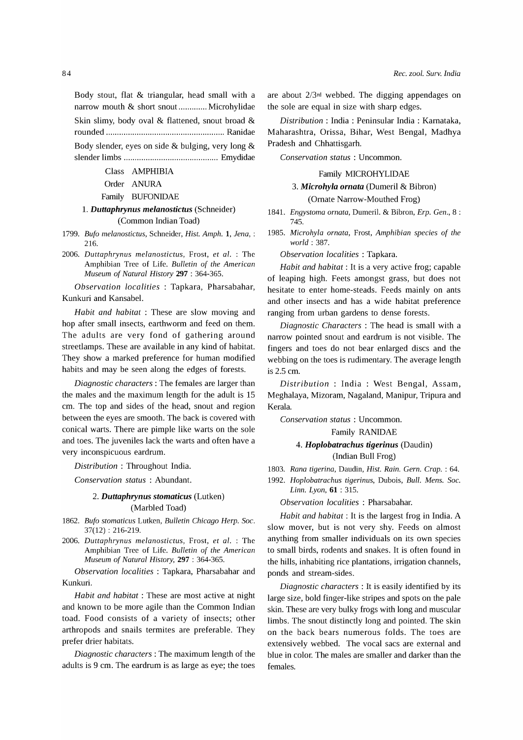Body stout, flat & triangular, head small with a narrow mouth & short snout ............. Microhylidae

Skin slimy, body oval & flattened, snout broad & rounded ..................................................... Ranidae

Body slender, eyes on side & bulging, very long & slender limbs ........................................... Emydidae

Class AMPHIBIA

Order ANURA

Family BUFONIDAE

1. ***Duttaphrynus melanostictus*** (Schneider) (Common Indian Toad)

1799. *Bufo melanostictus*, Schneider, *Hist. Amph.* **1**, *Jena*, : 216.

2006. *Duttaphrynus melanostictus*, Frost, *et al.* : The Amphibian Tree of Life. *Bulletin of the American Museum of Natural History* **297** : 364-365.

*Observation localities* : Tapkara, Pharsabahar, Kunkuri and Kansabel.

*Habit and habitat* : These are slow moving and hop after small insects, earthworm and feed on them. The adults are very fond of gathering around streetlamps. These are available in any kind of habitat. They show a marked preference for human modified habits and may be seen along the edges of forests.

*Diagnostic characters* : The females are larger than the males and the maximum length for the adult is 15 cm. The top and sides of the head, snout and region between the eyes are smooth. The back is covered with conical warts. There are pimple like warts on the sole and toes. The juveniles lack the warts and often have a very inconspicuous eardrum.

*Distribution* : Throughout India.

*Conservation status* : Abundant.

2. ***Duttaphrynus stomaticus*** (Lutken) (Marbled Toad)

1862. *Bufo stomaticus* Lutken, *Bulletin Chicago Herp. Soc.* 37(12) : 216-219.

2006. *Duttaphrynus melanostictus*, Frost, *et al.* : The Amphibian Tree of Life. *Bulletin of the American Museum of Natural History*, **297** : 364-365.

*Observation localities* : Tapkara, Pharsabahar and Kunkuri.

*Habit and habitat* : These are most active at night and known to be more agile than the Common Indian toad. Food consists of a variety of insects; other arthropods and snails termites are preferable. They prefer drier habitats.

*Diagnostic characters* : The maximum length of the adults is 9 cm. The eardrum is as large as eye; the toes are about 2/3rd webbed. The digging appendages on the sole are equal in size with sharp edges.

*Distribution* : India : Peninsular India : Karnataka, Maharashtra, Orissa, Bihar, West Bengal, Madhya Pradesh and Chhattisgarh.

*Conservation status* : Uncommon.

Family MICROHYLIDAE

3. ***Microhyla ornata*** (Dumeril & Bibron) (Ornate Narrow-Mouthed Frog)

1841. *Engystoma ornata*, Dumeril. & Bibron, *Erp. Gen.*, 8 : 745.

1985. *Microhyla ornata*, Frost, *Amphibian species of the world* : 387.

*Observation localities* : Tapkara.

*Habit and habitat* : It is a very active frog; capable of leaping high. Feets amongst grass, but does not hesitate to enter home-steads. Feeds mainly on ants and other insects and has a wide habitat preference ranging from urban gardens to dense forests.

*Diagnostic Characters* : The head is small with a narrow pointed snout and eardrum is not visible. The fingers and toes do not bear enlarged discs and the webbing on the toes is rudimentary. The average length is 2.5 cm.

*Distribution* : India : West Bengal, Assam, Meghalaya, Mizoram, Nagaland, Manipur, Tripura and Kerala.

*Conservation status* : Uncommon.

Family RANIDAE

4. ***Hoplobatrachus tigerinus*** (Daudin) (Indian Bull Frog)

1803. *Rana tigerina*, Daudin, *Hist. Rain. Gern. Crap.* : 64.

1992. *Hoplobatrachus tigerinus*, Dubois, *Bull. Mens. Soc. Linn. Lyon*, **61** : 315.

*Observation localities* : Pharsabahar.

*Habit and habitat* : It is the largest frog in India. A slow mover, but is not very shy. Feeds on almost anything from smaller individuals on its own species to small birds, rodents and snakes. It is often found in the hills, inhabiting rice plantations, irrigation channels, ponds and stream-sides.

*Diagnostic characters* : It is easily identified by its large size, bold finger-like stripes and spots on the pale skin. These are very bulky frogs with long and muscular limbs. The snout distinctly long and pointed. The skin on the back bears numerous folds. The toes are extensively webbed. The vocal sacs are external and blue in color. The males are smaller and darker than the females.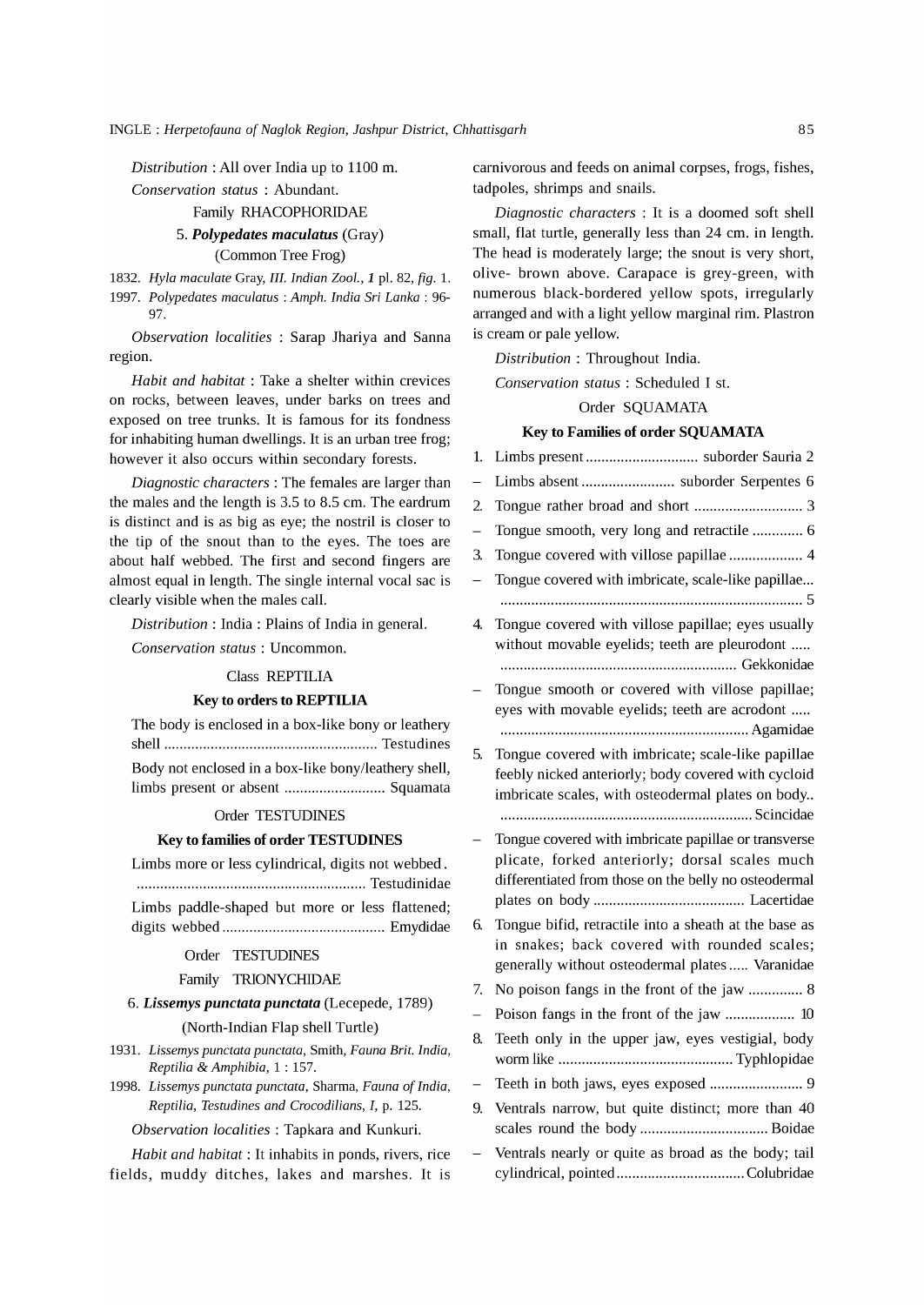*Distribution* : All over India up to 1100 m.

*Conservation status* : Abundant.

Family RHACOPHORIDAE

### 5. ***Polypedates maculatus*** (Gray) (Common Tree Frog)

1832. *Hyla maculate* Gray, *III. Indian Zool.*, ***1*** pl. 82, *fig.* 1.
1997. *Polypedates maculatus* : *Amph. India Sri Lanka* : 96-97.

*Observation localities* : Sarap Jhariya and Sanna region.

*Habit and habitat* : Take a shelter within crevices on rocks, between leaves, under barks on trees and exposed on tree trunks. It is famous for its fondness for inhabiting human dwellings. It is an urban tree frog; however it also occurs within secondary forests.

*Diagnostic characters* : The females are larger than the males and the length is 3.5 to 8.5 cm. The eardrum is distinct and is as big as eye; the nostril is closer to the tip of the snout than to the eyes. The toes are about half webbed. The first and second fingers are almost equal in length. The single internal vocal sac is clearly visible when the males call.

*Distribution* : India : Plains of India in general.

*Conservation status* : Uncommon.

## Class REPTILIA

### Key to orders to REPTILIA

The body is enclosed in a box-like bony or leathery shell ...................................................... Testudines

Body not enclosed in a box-like bony/leathery shell, limbs present or absent .......................... Squamata

Order TESTUDINES

### Key to families of order TESTUDINES

Limbs more or less cylindrical, digits not webbed. .......................................................... Testudinidae

Limbs paddle-shaped but more or less flattened; digits webbed .......................................... Emydidae

Order TESTUDINES

Family TRIONYCHIDAE

### 6. ***Lissemys punctata punctata*** (Lecepede, 1789) (North-Indian Flap shell Turtle)

1931. *Lissemys punctata punctata*, Smith, *Fauna Brit. India, Reptilia & Amphibia*, 1 : 157.
1998. *Lissemys punctata punctata*, Sharma, *Fauna of India, Reptilia, Testudines and Crocodilians, I*, p. 125.

*Observation localities* : Tapkara and Kunkuri.

*Habit and habitat* : It inhabits in ponds, rivers, rice fields, muddy ditches, lakes and marshes. It is carnivorous and feeds on animal corpses, frogs, fishes, tadpoles, shrimps and snails.

*Diagnostic characters* : It is a doomed soft shell small, flat turtle, generally less than 24 cm. in length. The head is moderately large; the snout is very short, olive- brown above. Carapace is grey-green, with numerous black-bordered yellow spots, irregularly arranged and with a light yellow marginal rim. Plastron is cream or pale yellow.

*Distribution* : Throughout India.

*Conservation status* : Scheduled I st.

Order SQUAMATA

### Key to Families of order SQUAMATA

1. Limbs present ............................ suborder Sauria 2
- Limbs absent ........................ suborder Serpentes 6
2. Tongue rather broad and short ............................ 3
- Tongue smooth, very long and retractile ............. 6
3. Tongue covered with villose papillae ................... 4
- Tongue covered with imbricate, scale-like papillae... ............................................................................. 5
4. Tongue covered with villose papillae; eyes usually without movable eyelids; teeth are pleurodont ..... ............................................................ Gekkonidae
- Tongue smooth or covered with villose papillae; eyes with movable eyelids; teeth are acrodont ..... ............................................................... Agamidae
5. Tongue covered with imbricate; scale-like papillae feebly nicked anteriorly; body covered with cycloid imbricate scales, with osteodermal plates on body.. ................................................................ Scincidae
- Tongue covered with imbricate papillae or transverse plicate, forked anteriorly; dorsal scales much differentiated from those on the belly no osteodermal plates on body ...................................... Lacertidae
6. Tongue bifid, retractile into a sheath at the base as in snakes; back covered with rounded scales; generally without osteodermal plates ..... Varanidae
7. No poison fangs in the front of the jaw .............. 8
- Poison fangs in the front of the jaw .................. 10
8. Teeth only in the upper jaw, eyes vestigial, body worm like ............................................ Typhlopidae
- Teeth in both jaws, eyes exposed ........................ 9
9. Ventrals narrow, but quite distinct; more than 40 scales round the body ................................. Boidae
- Ventrals nearly or quite as broad as the body; tail cylindrical, pointed ................................. Colubridae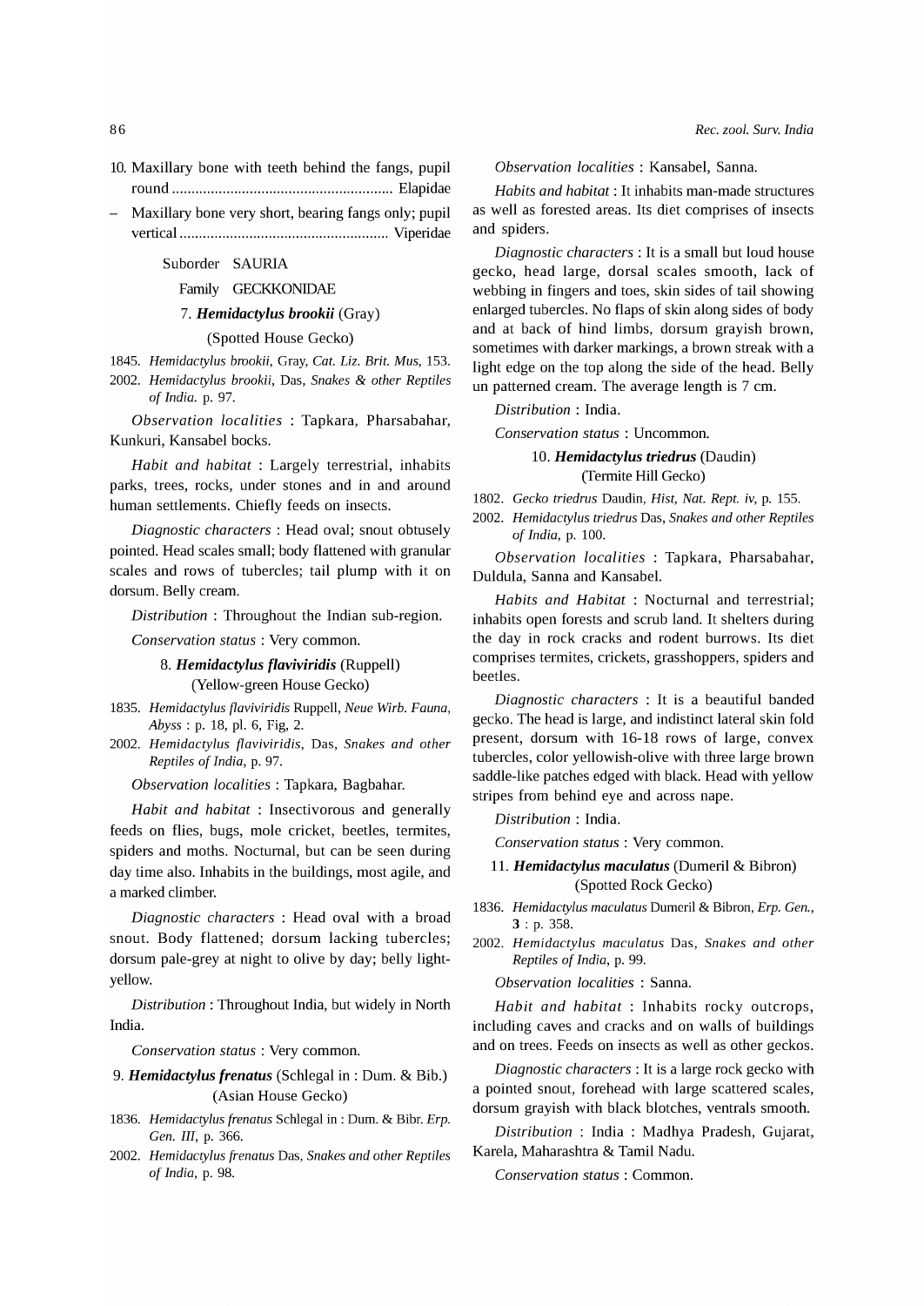10. Maxillary bone with teeth behind the fangs, pupil round ........................................................ Elapidae

– Maxillary bone very short, bearing fangs only; pupil vertical ..................................................... Viperidae

Suborder SAURIA

Family GECKKONIDAE

### 7. *Hemidactylus brookii* (Gray)

(Spotted House Gecko)

1845. *Hemidactylus brookii*, Gray, *Cat. Liz. Brit. Mus*, 153.

2002. *Hemidactylus brookii*, Das, *Snakes & other Reptiles of India.* p. 97.

*Observation localities* : Tapkara, Pharsabahar, Kunkuri, Kansabel bocks.

*Habit and habitat* : Largely terrestrial, inhabits parks, trees, rocks, under stones and in and around human settlements. Chiefly feeds on insects.

*Diagnostic characters* : Head oval; snout obtusely pointed. Head scales small; body flattened with granular scales and rows of tubercles; tail plump with it on dorsum. Belly cream.

*Distribution* : Throughout the Indian sub-region.

*Conservation status* : Very common.

### 8. *Hemidactylus flaviviridis* (Ruppell)

(Yellow-green House Gecko)

1835. *Hemidactylus flaviviridis* Ruppell, *Neue Wirb. Fauna, Abyss* : p. 18, pl. 6, Fig, 2.

2002. *Hemidactylus flaviviridis*, Das, *Snakes and other Reptiles of India*, p. 97.

*Observation localities* : Tapkara, Bagbahar.

*Habit and habitat* : Insectivorous and generally feeds on flies, bugs, mole cricket, beetles, termites, spiders and moths. Nocturnal, but can be seen during day time also. Inhabits in the buildings, most agile, and a marked climber.

*Diagnostic characters* : Head oval with a broad snout. Body flattened; dorsum lacking tubercles; dorsum pale-grey at night to olive by day; belly light-yellow.

*Distribution* : Throughout India, but widely in North India.

*Conservation status* : Very common.

### 9. *Hemidactylus frenatus* (Schlegal in : Dum. & Bib.)

(Asian House Gecko)

1836. *Hemidactylus frenatus* Schlegal in : Dum. & Bibr. *Erp. Gen. III*, p. 366.

2002. *Hemidactylus frenatus* Das, *Snakes and other Reptiles of India*, p. 98.

*Observation localities* : Kansabel, Sanna.

*Habits and habitat* : It inhabits man-made structures as well as forested areas. Its diet comprises of insects and spiders.

*Diagnostic characters* : It is a small but loud house gecko, head large, dorsal scales smooth, lack of webbing in fingers and toes, skin sides of tail showing enlarged tubercles. No flaps of skin along sides of body and at back of hind limbs, dorsum grayish brown, sometimes with darker markings, a brown streak with a light edge on the top along the side of the head. Belly un patterned cream. The average length is 7 cm.

*Distribution* : India.

*Conservation status* : Uncommon.

### 10. *Hemidactylus triedrus* (Daudin)

(Termite Hill Gecko)

1802. *Gecko triedrus* Daudin, *Hist, Nat. Rept. iv*, p. 155.

2002. *Hemidactylus triedrus* Das, *Snakes and other Reptiles of India*, p. 100.

*Observation localities* : Tapkara, Pharsabahar, Duldula, Sanna and Kansabel.

*Habits and Habitat* : Nocturnal and terrestrial; inhabits open forests and scrub land. It shelters during the day in rock cracks and rodent burrows. Its diet comprises termites, crickets, grasshoppers, spiders and beetles.

*Diagnostic characters* : It is a beautiful banded gecko. The head is large, and indistinct lateral skin fold present, dorsum with 16-18 rows of large, convex tubercles, color yellowish-olive with three large brown saddle-like patches edged with black. Head with yellow stripes from behind eye and across nape.

*Distribution* : India.

*Conservation status* : Very common.

### 11. *Hemidactylus maculatus* (Dumeril & Bibron)

(Spotted Rock Gecko)

1836. *Hemidactylus maculatus* Dumeril & Bibron, *Erp. Gen.*, **3** : p. 358.

2002. *Hemidactylus maculatus* Das, *Snakes and other Reptiles of India*, p. 99.

*Observation localities* : Sanna.

*Habit and habitat* : Inhabits rocky outcrops, including caves and cracks and on walls of buildings and on trees. Feeds on insects as well as other geckos.

*Diagnostic characters* : It is a large rock gecko with a pointed snout, forehead with large scattered scales, dorsum grayish with black blotches, ventrals smooth.

*Distribution* : India : Madhya Pradesh, Gujarat, Karela, Maharashtra & Tamil Nadu.

*Conservation status* : Common.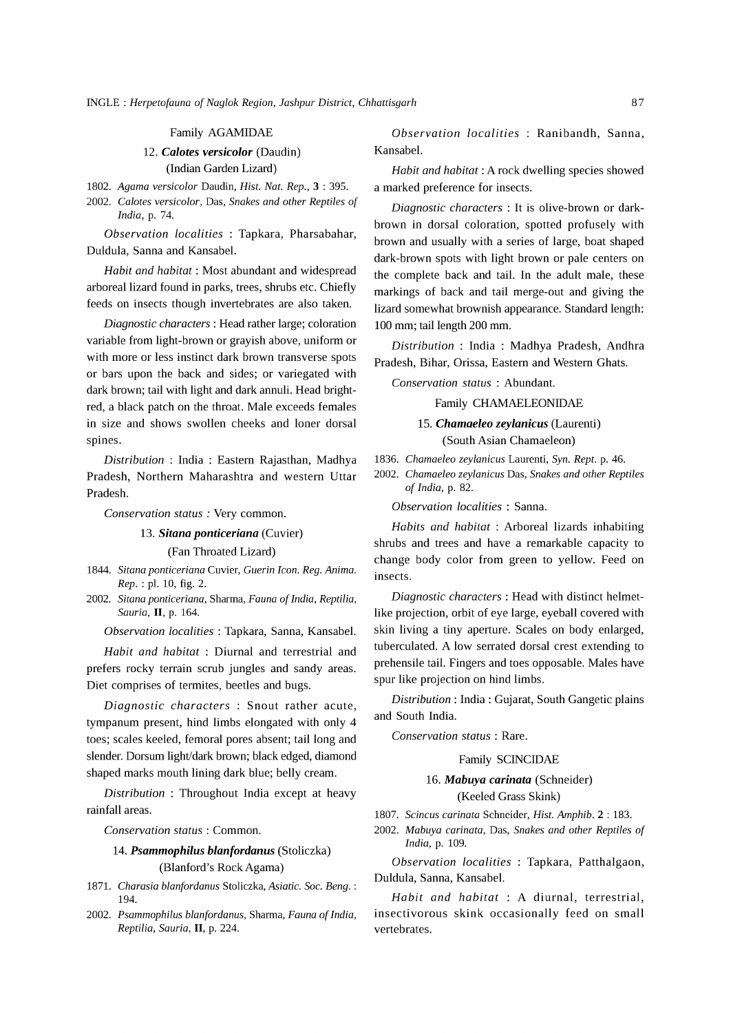Family AGAMIDAE

12. ***Calotes versicolor*** (Daudin)
(Indian Garden Lizard)

1802. *Agama versicolor* Daudin, *Hist. Nat. Rep.*, **3** : 395.
2002. *Calotes versicolor*, Das, *Snakes and other Reptiles of India*, p. 74.

*Observation localities* : Tapkara, Pharsabahar, Duldula, Sanna and Kansabel.

*Habit and habitat* : Most abundant and widespread arboreal lizard found in parks, trees, shrubs etc. Chiefly feeds on insects though invertebrates are also taken.

*Diagnostic characters* : Head rather large; coloration variable from light-brown or grayish above, uniform or with more or less instinct dark brown transverse spots or bars upon the back and sides; or variegated with dark brown; tail with light and dark annuli. Head bright-red, a black patch on the throat. Male exceeds females in size and shows swollen cheeks and loner dorsal spines.

*Distribution* : India : Eastern Rajasthan, Madhya Pradesh, Northern Maharashtra and western Uttar Pradesh.

*Conservation status :* Very common.

13. ***Sitana ponticeriana*** (Cuvier)
(Fan Throated Lizard)

1844. *Sitana ponticeriana* Cuvier, *Guerin Icon. Reg. Anima. Rep.* : pl. 10, fig. 2.
2002. *Sitana ponticeriana*, Sharma, *Fauna of India*, *Reptilia, Sauria*, **II**, p. 164.

*Observation localities* : Tapkara, Sanna, Kansabel.

*Habit and habitat* : Diurnal and terrestrial and prefers rocky terrain scrub jungles and sandy areas. Diet comprises of termites, beetles and bugs.

*Diagnostic characters* : Snout rather acute, tympanum present, hind limbs elongated with only 4 toes; scales keeled, femoral pores absent; tail long and slender. Dorsum light/dark brown; black edged, diamond shaped marks mouth lining dark blue; belly cream.

*Distribution* : Throughout India except at heavy rainfall areas.

*Conservation status* : Common.

14. ***Psammophilus blanfordanus*** (Stoliczka)
(Blanford's Rock Agama)

1871. *Charasia blanfordanus* Stoliczka, *Asiatic. Soc. Beng.* : 194.
2002. *Psammophilus blanfordanus*, Sharma, *Fauna of India*, *Reptilia, Sauria*, **II**, p. 224.

*Observation localities* : Ranibandh, Sanna, Kansabel.

*Habit and habitat* : A rock dwelling species showed a marked preference for insects.

*Diagnostic characters* : It is olive-brown or dark-brown in dorsal coloration, spotted profusely with brown and usually with a series of large, boat shaped dark-brown spots with light brown or pale centers on the complete back and tail. In the adult male, these markings of back and tail merge-out and giving the lizard somewhat brownish appearance. Standard length: 100 mm; tail length 200 mm.

*Distribution* : India : Madhya Pradesh, Andhra Pradesh, Bihar, Orissa, Eastern and Western Ghats.

*Conservation status* : Abundant.

Family CHAMAELEONIDAE

15. ***Chamaeleo zeylanicus*** (Laurenti)
(South Asian Chamaeleon)

1836. *Chamaeleo zeylanicus* Laurenti, *Syn. Rept.* p. 46.
2002. *Chamaeleo zeylanicus* Das, *Snakes and other Reptiles of India*, p. 82.

*Observation localities* : Sanna.

*Habits and habitat* : Arboreal lizards inhabiting shrubs and trees and have a remarkable capacity to change body color from green to yellow. Feed on insects.

*Diagnostic characters* : Head with distinct helmet-like projection, orbit of eye large, eyeball covered with skin living a tiny aperture. Scales on body enlarged, tuberculated. A low serrated dorsal crest extending to prehensile tail. Fingers and toes opposable. Males have spur like projection on hind limbs.

*Distribution* : India : Gujarat, South Gangetic plains and South India.

*Conservation status* : Rare.

Family SCINCIDAE

16. ***Mabuya carinata*** (Schneider)
(Keeled Grass Skink)

1807. *Scincus carinata* Schneider, *Hist. Amphib.* **2** : 183.
2002. *Mabuya carinata*, Das, *Snakes and other Reptiles of India*, p. 109.

*Observation localities* : Tapkara, Patthalgaon, Duldula, Sanna, Kansabel.

*Habit and habitat* : A diurnal, terrestrial, insectivorous skink occasionally feed on small vertebrates.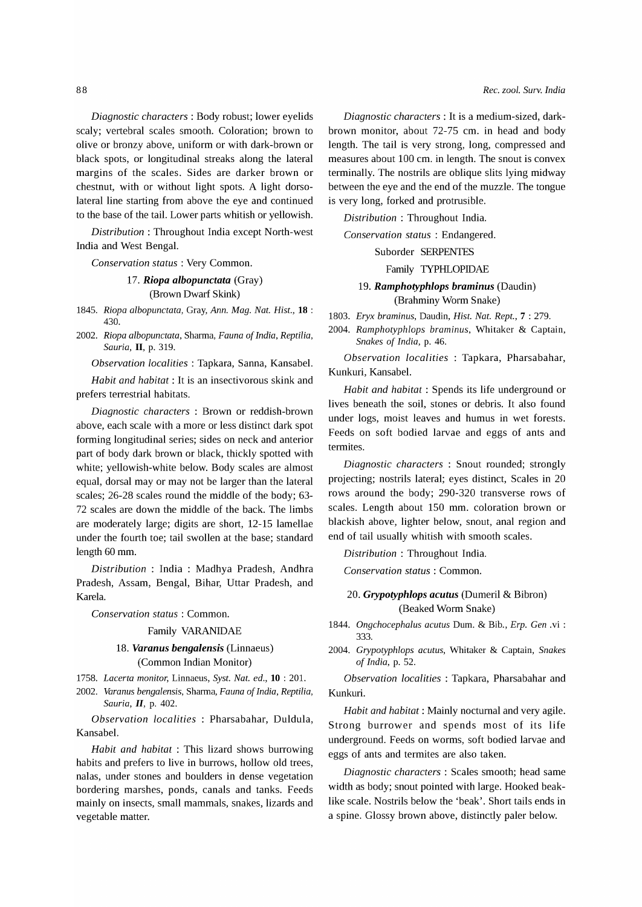*Diagnostic characters* : Body robust; lower eyelids scaly; vertebral scales smooth. Coloration; brown to olive or bronzy above, uniform or with dark-brown or black spots, or longitudinal streaks along the lateral margins of the scales. Sides are darker brown or chestnut, with or without light spots. A light dorso-lateral line starting from above the eye and continued to the base of the tail. Lower parts whitish or yellowish.

*Distribution* : Throughout India except North-west India and West Bengal.

*Conservation status* : Very Common.

### 17. ***Riopa albopunctata*** (Gray) (Brown Dwarf Skink)

1845. *Riopa albopunctata*, Gray, *Ann. Mag. Nat. Hist.*, **18** : 430.
2002. *Riopa albopunctata*, Sharma, *Fauna of India, Reptilia, Sauria*, **II**, p. 319.

*Observation localities* : Tapkara, Sanna, Kansabel.

*Habit and habitat* : It is an insectivorous skink and prefers terrestrial habitats.

*Diagnostic characters* : Brown or reddish-brown above, each scale with a more or less distinct dark spot forming longitudinal series; sides on neck and anterior part of body dark brown or black, thickly spotted with white; yellowish-white below. Body scales are almost equal, dorsal may or may not be larger than the lateral scales; 26-28 scales round the middle of the body; 63-72 scales are down the middle of the back. The limbs are moderately large; digits are short, 12-15 lamellae under the fourth toe; tail swollen at the base; standard length 60 mm.

*Distribution* : India : Madhya Pradesh, Andhra Pradesh, Assam, Bengal, Bihar, Uttar Pradesh, and Karela.

*Conservation status* : Common.

## Family VARANIDAE

### 18. ***Varanus bengalensis*** (Linnaeus) (Common Indian Monitor)

1758. *Lacerta monitor*, Linnaeus, *Syst. Nat. ed.*, **10** : 201.
2002. *Varanus bengalensis*, Sharma, *Fauna of India, Reptilia, Sauria*, ***II***, p. 402.

*Observation localities* : Pharsabahar, Duldula, Kansabel.

*Habit and habitat* : This lizard shows burrowing habits and prefers to live in burrows, hollow old trees, nalas, under stones and boulders in dense vegetation bordering marshes, ponds, canals and tanks. Feeds mainly on insects, small mammals, snakes, lizards and vegetable matter.

*Diagnostic characters* : It is a medium-sized, dark-brown monitor, about 72-75 cm. in head and body length. The tail is very strong, long, compressed and measures about 100 cm. in length. The snout is convex terminally. The nostrils are oblique slits lying midway between the eye and the end of the muzzle. The tongue is very long, forked and protrusible.

*Distribution* : Throughout India.

*Conservation status* : Endangered.

## Suborder SERPENTES

## Family TYPHLOPIDAE

### 19. ***Ramphotyphlops braminus*** (Daudin) (Brahminy Worm Snake)

1803. *Eryx braminus*, Daudin, *Hist. Nat. Rept.*, **7** : 279.
2004. *Ramphotyphlops braminus*, Whitaker & Captain, *Snakes of India*, p. 46.

*Observation localities* : Tapkara, Pharsabahar, Kunkuri, Kansabel.

*Habit and habitat* : Spends its life underground or lives beneath the soil, stones or debris. It also found under logs, moist leaves and humus in wet forests. Feeds on soft bodied larvae and eggs of ants and termites.

*Diagnostic characters* : Snout rounded; strongly projecting; nostrils lateral; eyes distinct, Scales in 20 rows around the body; 290-320 transverse rows of scales. Length about 150 mm. coloration brown or blackish above, lighter below, snout, anal region and end of tail usually whitish with smooth scales.

*Distribution* : Throughout India.

*Conservation status* : Common.

### 20. ***Grypotyphlops acutus*** (Dumeril & Bibron) (Beaked Worm Snake)

1844. *Ongchocephalus acutus* Dum. & Bib., *Erp. Gen* .vi : 333.
2004. *Grypotyphlops acutus*, Whitaker & Captain, *Snakes of India*, p. 52.

*Observation localities* : Tapkara, Pharsabahar and Kunkuri.

*Habit and habitat* : Mainly nocturnal and very agile. Strong burrower and spends most of its life underground. Feeds on worms, soft bodied larvae and eggs of ants and termites are also taken.

*Diagnostic characters* : Scales smooth; head same width as body; snout pointed with large. Hooked beak-like scale. Nostrils below the 'beak'. Short tails ends in a spine. Glossy brown above, distinctly paler below.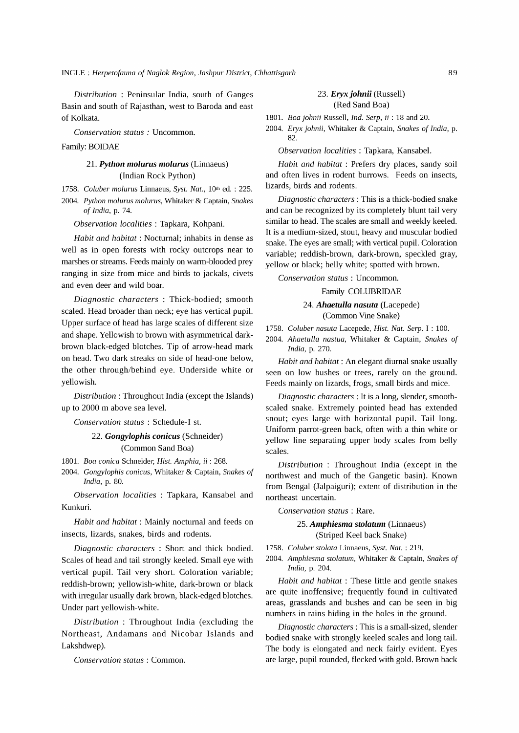*Distribution* : Peninsular India, south of Ganges Basin and south of Rajasthan, west to Baroda and east of Kolkata.

*Conservation status :* Uncommon.

Family: BOIDAE

### 21. ***Python molurus molurus*** (Linnaeus) (Indian Rock Python)

1758. *Coluber molurus* Linnaeus, *Syst. Nat.*, 10th ed. : 225.
2004. *Python molurus molurus*, Whitaker & Captain, *Snakes of India*, p. 74.

*Observation localities* : Tapkara, Kohpani.

*Habit and habitat* : Nocturnal; inhabits in dense as well as in open forests with rocky outcrops near to marshes or streams. Feeds mainly on warm-blooded prey ranging in size from mice and birds to jackals, civets and even deer and wild boar.

*Diagnostic characters* : Thick-bodied; smooth scaled. Head broader than neck; eye has vertical pupil. Upper surface of head has large scales of different size and shape. Yellowish to brown with asymmetrical dark-brown black-edged blotches. Tip of arrow-head mark on head. Two dark streaks on side of head-one below, the other through/behind eye. Underside white or yellowish.

*Distribution* : Throughout India (except the Islands) up to 2000 m above sea level.

*Conservation status* : Schedule-I st.

### 22. ***Gongylophis conicus*** (Schneider) (Common Sand Boa)

1801. *Boa conica* Schneider, *Hist. Amphia, ii* : 268.
2004. *Gongylophis conicus*, Whitaker & Captain, *Snakes of India*, p. 80.

*Observation localities* : Tapkara, Kansabel and Kunkuri.

*Habit and habitat* : Mainly nocturnal and feeds on insects, lizards, snakes, birds and rodents.

*Diagnostic characters* : Short and thick bodied. Scales of head and tail strongly keeled. Small eye with vertical pupil. Tail very short. Coloration variable; reddish-brown; yellowish-white, dark-brown or black with irregular usually dark brown, black-edged blotches. Under part yellowish-white.

*Distribution* : Throughout India (excluding the Northeast, Andamans and Nicobar Islands and Lakshdwep).

*Conservation status* : Common.

### 23. ***Eryx johnii*** (Russell) (Red Sand Boa)

1801. *Boa johnii* Russell, *Ind. Serp, ii* : 18 and 20.
2004. *Eryx johnii*, Whitaker & Captain, *Snakes of India*, p. 82.

*Observation localities* : Tapkara, Kansabel.

*Habit and habitat* : Prefers dry places, sandy soil and often lives in rodent burrows. Feeds on insects, lizards, birds and rodents.

*Diagnostic characters* : This is a thick-bodied snake and can be recognized by its completely blunt tail very similar to head. The scales are small and weekly keeled. It is a medium-sized, stout, heavy and muscular bodied snake. The eyes are small; with vertical pupil. Coloration variable; reddish-brown, dark-brown, speckled gray, yellow or black; belly white; spotted with brown.

*Conservation status* : Uncommon.

Family COLUBRIDAE

### 24. ***Ahaetulla nasuta*** (Lacepede) (Common Vine Snake)

1758. *Coluber nasuta* Lacepede, *Hist. Nat. Serp.* I : 100.
2004. *Ahaetulla nastua*, Whitaker & Captain, *Snakes of India*, p. 270.

*Habit and habitat* : An elegant diurnal snake usually seen on low bushes or trees, rarely on the ground. Feeds mainly on lizards, frogs, small birds and mice.

*Diagnostic characters* : It is a long, slender, smooth-scaled snake. Extremely pointed head has extended snout; eyes large with horizontal pupil. Tail long. Uniform parrot-green back, often with a thin white or yellow line separating upper body scales from belly scales.

*Distribution* : Throughout India (except in the northwest and much of the Gangetic basin). Known from Bengal (Jalpaiguri); extent of distribution in the northeast uncertain.

*Conservation status* : Rare.

### 25. ***Amphiesma stolatum*** (Linnaeus) (Striped Keel back Snake)

1758. *Coluber stolata* Linnaeus, *Syst. Nat.* : 219.
2004. *Amphiesma stolatum*, Whitaker & Captain, *Snakes of India*, p. 204.

*Habit and habitat* : These little and gentle snakes are quite inoffensive; frequently found in cultivated areas, grasslands and bushes and can be seen in big numbers in rains hiding in the holes in the ground.

*Diagnostic characters* : This is a small-sized, slender bodied snake with strongly keeled scales and long tail. The body is elongated and neck fairly evident. Eyes are large, pupil rounded, flecked with gold. Brown back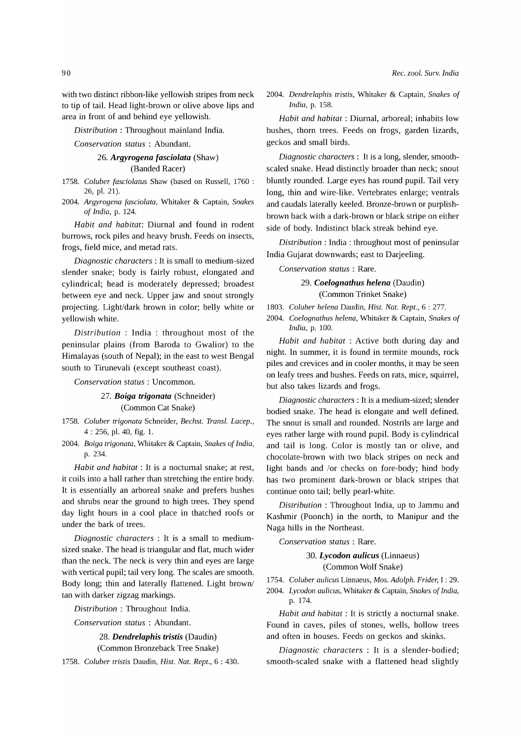with two distinct ribbon-like yellowish stripes from neck to tip of tail. Head light-brown or olive above lips and area in front of and behind eye yellowish.

*Distribution* : Throughout mainland India.

*Conservation status* : Abundant.

### 26. ***Argyrogena fasciolata*** (Shaw) (Banded Racer)

1758. *Coluber fasciolatus* Shaw (based on Russell, 1760 : 26, pl. 21).
2004. *Argyrogena fasciolata*, Whitaker & Captain, *Snakes of India*, p. 124.

*Habit and habitat*: Diurnal and found in rodent burrows, rock piles and heavy brush. Feeds on insects, frogs, field mice, and metad rats.

*Diagnostic characters* : It is small to medium-sized slender snake; body is fairly robust, elongated and cylindrical; head is moderately depressed; broadest between eye and neck. Upper jaw and snout strongly projecting. Light/dark brown in color; belly white or yellowish white.

*Distribution* : India : throughout most of the peninsular plains (from Baroda to Gwalior) to the Himalayas (south of Nepal); in the east to west Bengal south to Tirunevali (except southeast coast).

*Conservation status* : Uncommon.

### 27. ***Boiga trigonata*** (Schneider) (Common Cat Snake)

1758. *Coluber trigonata* Schneider, *Bechst. Transl. Lacep.*, 4 : 256, pl. 40, fig. 1.
2004. *Boiga trigonata*, Whitaker & Captain, *Snakes of India*, p. 234.

*Habit and habitat* : It is a nocturnal snake; at rest, it coils into a ball rather than stretching the entire body. It is essentially an arboreal snake and prefers bushes and shrubs near the ground to high trees. They spend day light hours in a cool place in thatched roofs or under the bark of trees.

*Diagnostic characters* : It is a small to medium-sized snake. The head is triangular and flat, much wider than the neck. The neck is very thin and eyes are large with vertical pupil; tail very long. The scales are smooth. Body long; thin and laterally flattened. Light brown/tan with darker zigzag markings.

*Distribution* : Throughout India.

*Conservation status* : Abundant.

### 28. ***Dendrelaphis tristis*** (Daudin) (Common Bronzeback Tree Snake)

1758. *Coluber tristis* Daudin, *Hist. Nat. Rept.*, 6 : 430.
2004. *Dendrelaphis tristis*, Whitaker & Captain, *Snakes of India*, p. 158.

*Habit and habitat* : Diurnal, arboreal; inhabits low bushes, thorn trees. Feeds on frogs, garden lizards, geckos and small birds.

*Diagnostic characters* : It is a long, slender, smooth-scaled snake. Head distinctly broader than neck; snout bluntly rounded. Large eyes has round pupil. Tail very long, thin and wire-like. Vertebrates enlarge; ventrals and caudals laterally keeled. Bronze-brown or purplish-brown back with a dark-brown or black stripe on either side of body. Indistinct black streak behind eye.

*Distribution* : India : throughout most of peninsular India Gujarat downwards; east to Darjeeling.

*Conservation status* : Rare.

### 29. ***Coelognathus helena*** (Daudin) (Common Trinket Snake)

1803. *Coluber helena* Daudin, *Hist. Nat. Rept.*, 6 : 277.
2004. *Coelognathus helena*, Whitaker & Captain, *Snakes of India*, p. 100.

*Habit and habitat* : Active both during day and night. In summer, it is found in termite mounds, rock piles and crevices and in cooler months, it may be seen on leafy trees and bushes. Feeds on rats, mice, squirrel, but also takes lizards and frogs.

*Diagnostic characters* : It is a medium-sized; slender bodied snake. The head is elongate and well defined. The snout is small and rounded. Nostrils are large and eyes rather large with round pupil. Body is cylindrical and tail is long. Color is mostly tan or olive, and chocolate-brown with two black stripes on neck and light bands and /or checks on fore-body; hind body has two prominent dark-brown or black stripes that continue onto tail; belly pearl-white.

*Distribution* : Throughout India, up to Jammu and Kashmir (Poonch) in the north, to Manipur and the Naga hills in the Northeast.

*Conservation status* : Rare.

### 30. ***Lycodon aulicus*** (Linnaeus) (Common Wolf Snake)

1754. *Coluber aulicus* Linnaeus, *Mos. Adolph. Frider*, I : 29.
2004. *Lycodon aulicus*, Whitaker & Captain, *Snakes of India*, p. 174.

*Habit and habitat* : It is strictly a nocturnal snake. Found in caves, piles of stones, wells, hollow trees and often in houses. Feeds on geckos and skinks.

*Diagnostic characters* : It is a slender-bodied; smooth-scaled snake with a flattened head slightly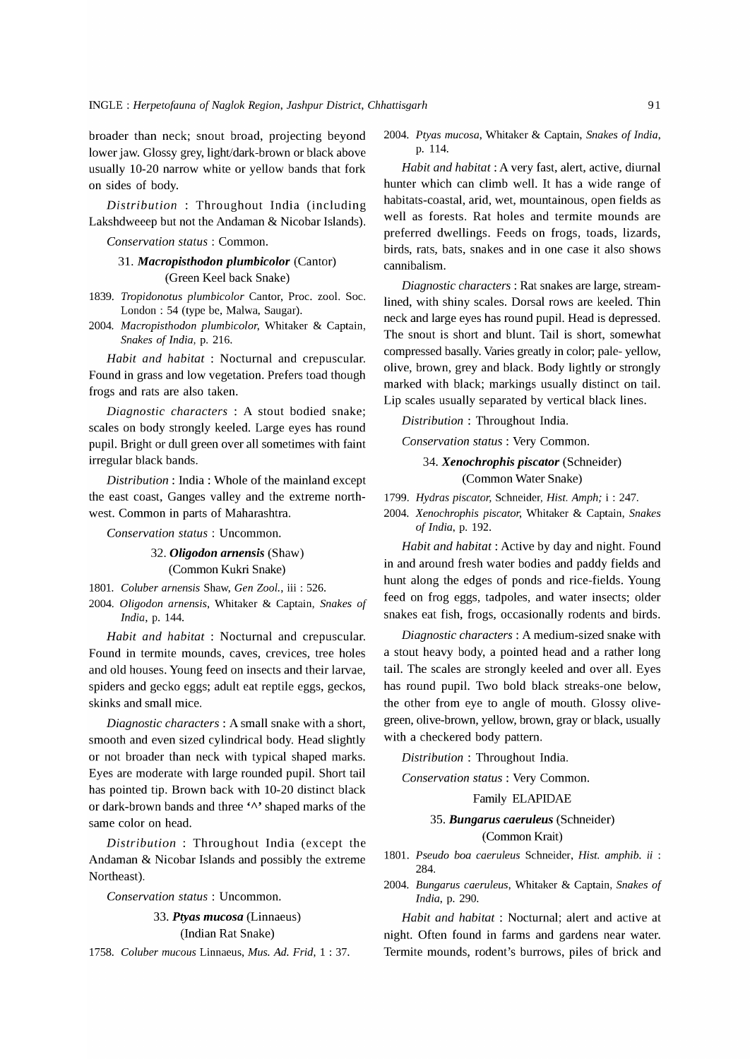broader than neck; snout broad, projecting beyond lower jaw. Glossy grey, light/dark-brown or black above usually 10-20 narrow white or yellow bands that fork on sides of body.

*Distribution* : Throughout India (including Lakshdweeep but not the Andaman & Nicobar Islands).

*Conservation status* : Common.

### 31. ***Macropisthodon plumbicolor*** (Cantor)
(Green Keel back Snake)

1839. *Tropidonotus plumbicolor* Cantor, Proc. zool. Soc. London : 54 (type be, Malwa, Saugar).

2004. *Macropisthodon plumbicolor,* Whitaker & Captain, *Snakes of India,* p. 216.

*Habit and habitat* : Nocturnal and crepuscular. Found in grass and low vegetation. Prefers toad though frogs and rats are also taken.

*Diagnostic characters* : A stout bodied snake; scales on body strongly keeled. Large eyes has round pupil. Bright or dull green over all sometimes with faint irregular black bands.

*Distribution* : India : Whole of the mainland except the east coast, Ganges valley and the extreme north-west. Common in parts of Maharashtra.

*Conservation status* : Uncommon.

### 32. ***Oligodon arnensis*** (Shaw)
(Common Kukri Snake)

1801. *Coluber arnensis* Shaw, *Gen Zool.,* iii : 526.

2004. *Oligodon arnensis,* Whitaker & Captain, *Snakes of India,* p. 144.

*Habit and habitat* : Nocturnal and crepuscular. Found in termite mounds, caves, crevices, tree holes and old houses. Young feed on insects and their larvae, spiders and gecko eggs; adult eat reptile eggs, geckos, skinks and small mice.

*Diagnostic characters* : A small snake with a short, smooth and even sized cylindrical body. Head slightly or not broader than neck with typical shaped marks. Eyes are moderate with large rounded pupil. Short tail has pointed tip. Brown back with 10-20 distinct black or dark-brown bands and three '^' shaped marks of the same color on head.

*Distribution* : Throughout India (except the Andaman & Nicobar Islands and possibly the extreme Northeast).

*Conservation status* : Uncommon.

### 33. ***Ptyas mucosa*** (Linnaeus)
(Indian Rat Snake)

1758. *Coluber mucous* Linnaeus, *Mus. Ad. Frid,* 1 : 37.

2004. *Ptyas mucosa,* Whitaker & Captain, *Snakes of India,* p. 114.

*Habit and habitat* : A very fast, alert, active, diurnal hunter which can climb well. It has a wide range of habitats-coastal, arid, wet, mountainous, open fields as well as forests. Rat holes and termite mounds are preferred dwellings. Feeds on frogs, toads, lizards, birds, rats, bats, snakes and in one case it also shows cannibalism.

*Diagnostic characters* : Rat snakes are large, stream-lined, with shiny scales. Dorsal rows are keeled. Thin neck and large eyes has round pupil. Head is depressed. The snout is short and blunt. Tail is short, somewhat compressed basally. Varies greatly in color; pale- yellow, olive, brown, grey and black. Body lightly or strongly marked with black; markings usually distinct on tail. Lip scales usually separated by vertical black lines.

*Distribution* : Throughout India.

*Conservation status* : Very Common.

### 34. ***Xenochrophis piscator*** (Schneider)
(Common Water Snake)

1799. *Hydras piscator,* Schneider, *Hist. Amph;* i : 247.

2004. *Xenochrophis piscator,* Whitaker & Captain, *Snakes of India,* p. 192.

*Habit and habitat* : Active by day and night. Found in and around fresh water bodies and paddy fields and hunt along the edges of ponds and rice-fields. Young feed on frog eggs, tadpoles, and water insects; older snakes eat fish, frogs, occasionally rodents and birds.

*Diagnostic characters* : A medium-sized snake with a stout heavy body, a pointed head and a rather long tail. The scales are strongly keeled and over all. Eyes has round pupil. Two bold black streaks-one below, the other from eye to angle of mouth. Glossy olive-green, olive-brown, yellow, brown, gray or black, usually with a checkered body pattern.

*Distribution* : Throughout India.

*Conservation status* : Very Common.

## Family ELAPIDAE

### 35. ***Bungarus caeruleus*** (Schneider)
(Common Krait)

1801. *Pseudo boa caeruleus* Schneider, *Hist. amphib. ii* : 284.

2004. *Bungarus caeruleus,* Whitaker & Captain, *Snakes of India,* p. 290.

*Habit and habitat* : Nocturnal; alert and active at night. Often found in farms and gardens near water. Termite mounds, rodent's burrows, piles of brick and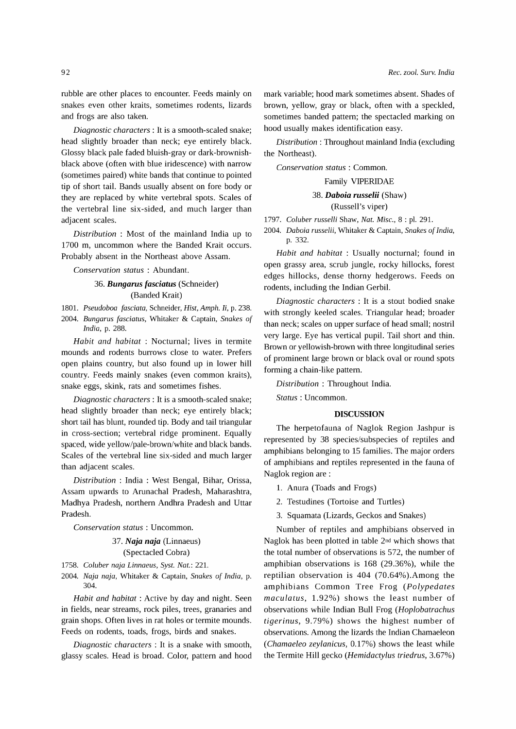rubble are other places to encounter. Feeds mainly on snakes even other kraits, sometimes rodents, lizards and frogs are also taken.

*Diagnostic characters* : It is a smooth-scaled snake; head slightly broader than neck; eye entirely black. Glossy black pale faded bluish-gray or dark-brownish-black above (often with blue iridescence) with narrow (sometimes paired) white bands that continue to pointed tip of short tail. Bands usually absent on fore body or they are replaced by white vertebral spots. Scales of the vertebral line six-sided, and much larger than adjacent scales.

*Distribution* : Most of the mainland India up to 1700 m, uncommon where the Banded Krait occurs. Probably absent in the Northeast above Assam.

*Conservation status* : Abundant.

### 36. ***Bungarus fasciatus*** (Schneider) (Banded Krait)

1801. *Pseudoboa fasciata*, Schneider, *Hist, Amph. Ii*, p. 238.

2004. *Bungarus fasciatus*, Whitaker & Captain, *Snakes of India*, p. 288.

*Habit and habitat* : Nocturnal; lives in termite mounds and rodents burrows close to water. Prefers open plains country, but also found up in lower hill country. Feeds mainly snakes (even common kraits), snake eggs, skink, rats and sometimes fishes.

*Diagnostic characters* : It is a smooth-scaled snake; head slightly broader than neck; eye entirely black; short tail has blunt, rounded tip. Body and tail triangular in cross-section; vertebral ridge prominent. Equally spaced, wide yellow/pale-brown/white and black bands. Scales of the vertebral line six-sided and much larger than adjacent scales.

*Distribution* : India : West Bengal, Bihar, Orissa, Assam upwards to Arunachal Pradesh, Maharashtra, Madhya Pradesh, northern Andhra Pradesh and Uttar Pradesh.

*Conservation status* : Uncommon.

### 37. ***Naja naja*** (Linnaeus) (Spectacled Cobra)

1758. *Coluber naja Linnaeus, Syst. Nat.*: 221.

2004. *Naja naja*, Whitaker & Captain, *Snakes of India*, p. 304.

*Habit and habitat* : Active by day and night. Seen in fields, near streams, rock piles, trees, granaries and grain shops. Often lives in rat holes or termite mounds. Feeds on rodents, toads, frogs, birds and snakes.

*Diagnostic characters* : It is a snake with smooth, glassy scales. Head is broad. Color, pattern and hood mark variable; hood mark sometimes absent. Shades of brown, yellow, gray or black, often with a speckled, sometimes banded pattern; the spectacled marking on hood usually makes identification easy.

*Distribution* : Throughout mainland India (excluding the Northeast).

*Conservation status* : Common.

## Family VIPERIDAE

### 38. ***Daboia russelii*** (Shaw) (Russell's viper)

1797. *Coluber russelli* Shaw, *Nat. Misc.*, 8 : pl. 291.

2004. *Daboia russelii*, Whitaker & Captain, *Snakes of India*, p. 332.

*Habit and habitat* : Usually nocturnal; found in open grassy area, scrub jungle, rocky hillocks, forest edges hillocks, dense thorny hedgerows. Feeds on rodents, including the Indian Gerbil.

*Diagnostic characters* : It is a stout bodied snake with strongly keeled scales. Triangular head; broader than neck; scales on upper surface of head small; nostril very large. Eye has vertical pupil. Tail short and thin. Brown or yellowish-brown with three longitudinal series of prominent large brown or black oval or round spots forming a chain-like pattern.

*Distribution* : Throughout India.

*Status* : Uncommon.

## DISCUSSION

The herpetofauna of Naglok Region Jashpur is represented by 38 species/subspecies of reptiles and amphibians belonging to 15 families. The major orders of amphibians and reptiles represented in the fauna of Naglok region are :

1. Anura (Toads and Frogs)
2. Testudines (Tortoise and Turtles)
3. Squamata (Lizards, Geckos and Snakes)

Number of reptiles and amphibians observed in Naglok has been plotted in table 2nd which shows that the total number of observations is 572, the number of amphibian observations is 168 (29.36%), while the reptilian observation is 404 (70.64%).Among the amphibians Common Tree Frog (*Polypedates maculatus*, 1.92%) shows the least number of observations while Indian Bull Frog (*Hoplobatrachus tigerinus*, 9.79%) shows the highest number of observations. Among the lizards the Indian Chamaeleon (*Chamaeleo zeylanicus*, 0.17%) shows the least while the Termite Hill gecko (*Hemidactylus triedrus*, 3.67%)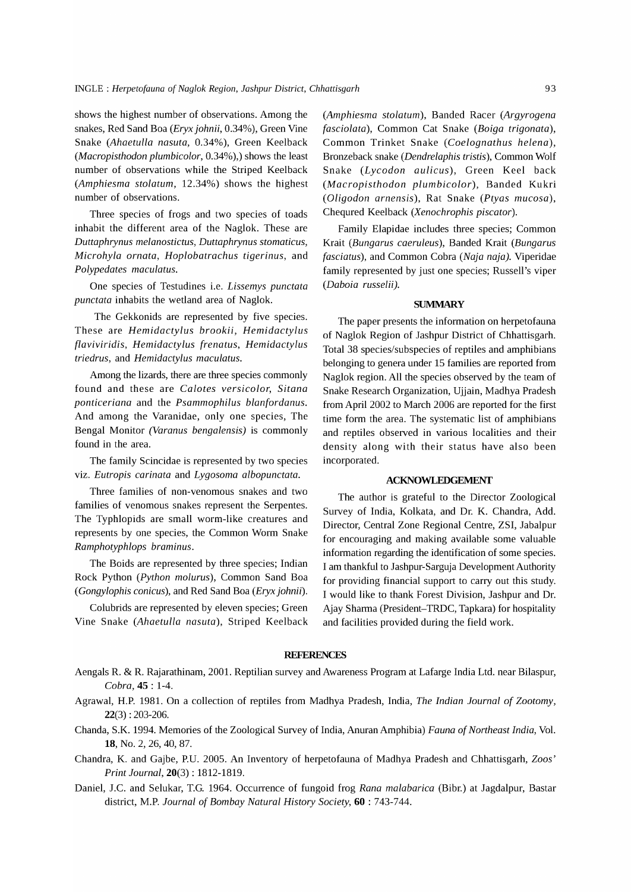shows the highest number of observations. Among the snakes, Red Sand Boa (*Eryx johnii*, 0.34%), Green Vine Snake (*Ahaetulla nasuta*, 0.34%), Green Keelback (*Macropisthodon plumbicolor*, 0.34%),) shows the least number of observations while the Striped Keelback (*Amphiesma stolatum*, 12.34%) shows the highest number of observations.

Three species of frogs and two species of toads inhabit the different area of the Naglok. These are *Duttaphrynus melanostictus*, *Duttaphrynus stomaticus*, *Microhyla ornata*, *Hoplobatrachus tigerinus*, and *Polypedates maculatus*.

One species of Testudines i.e. *Lissemys punctata punctata* inhabits the wetland area of Naglok.

The Gekkonids are represented by five species. These are *Hemidactylus brookii*, *Hemidactylus flaviviridis*, *Hemidactylus frenatus*, *Hemidactylus triedrus*, and *Hemidactylus maculatus*.

Among the lizards, there are three species commonly found and these are *Calotes versicolor, Sitana ponticeriana* and the *Psammophilus blanfordanus*. And among the Varanidae, only one species, The Bengal Monitor *(Varanus bengalensis)* is commonly found in the area.

The family Scincidae is represented by two species viz. *Eutropis carinata* and *Lygosoma albopunctata*.

Three families of non-venomous snakes and two families of venomous snakes represent the Serpentes. The Typhlopids are small worm-like creatures and represents by one species, the Common Worm Snake *Ramphotyphlops braminus*.

The Boids are represented by three species; Indian Rock Python (*Python molurus*), Common Sand Boa (*Gongylophis conicus*), and Red Sand Boa (*Eryx johnii*).

Colubrids are represented by eleven species; Green Vine Snake (*Ahaetulla nasuta*), Striped Keelback (*Amphiesma stolatum*), Banded Racer (*Argyrogena fasciolata*), Common Cat Snake (*Boiga trigonata*), Common Trinket Snake (*Coelognathus helena*), Bronzeback snake (*Dendrelaphis tristis*), Common Wolf Snake (*Lycodon aulicus*), Green Keel back (*Macropisthodon plumbicolor*), Banded Kukri (*Oligodon arnensis*), Rat Snake (*Ptyas mucosa*), Chequred Keelback (*Xenochrophis piscator*).

Family Elapidae includes three species; Common Krait (*Bungarus caeruleus*), Banded Krait (*Bungarus fasciatus*), and Common Cobra (*Naja naja).* Viperidae family represented by just one species; Russell's viper (*Daboia russelii).*

## SUMMARY

The paper presents the information on herpetofauna of Naglok Region of Jashpur District of Chhattisgarh. Total 38 species/subspecies of reptiles and amphibians belonging to genera under 15 families are reported from Naglok region. All the species observed by the team of Snake Research Organization, Ujjain, Madhya Pradesh from April 2002 to March 2006 are reported for the first time form the area. The systematic list of amphibians and reptiles observed in various localities and their density along with their status have also been incorporated.

## ACKNOWLEDGEMENT

The author is grateful to the Director Zoological Survey of India, Kolkata, and Dr. K. Chandra, Add. Director, Central Zone Regional Centre, ZSI, Jabalpur for encouraging and making available some valuable information regarding the identification of some species. I am thankful to Jashpur-Sarguja Development Authority for providing financial support to carry out this study. I would like to thank Forest Division, Jashpur and Dr. Ajay Sharma (President–TRDC, Tapkara) for hospitality and facilities provided during the field work.

## REFERENCES

Aengals R. & R. Rajarathinam, 2001. Reptilian survey and Awareness Program at Lafarge India Ltd. near Bilaspur, *Cobra*, **45** : 1-4.

Agrawal, H.P. 1981. On a collection of reptiles from Madhya Pradesh, India, *The Indian Journal of Zootomy*, **22**(3) : 203-206.

Chanda, S.K. 1994. Memories of the Zoological Survey of India, Anuran Amphibia) *Fauna of Northeast India*, Vol. **18**, No. 2, 26, 40, 87.

Chandra, K. and Gajbe, P.U. 2005. An Inventory of herpetofauna of Madhya Pradesh and Chhattisgarh, *Zoos' Print Journal*, **20**(3) : 1812-1819.

Daniel, J.C. and Selukar, T.G. 1964. Occurrence of fungoid frog *Rana malabarica* (Bibr.) at Jagdalpur, Bastar district, M.P. *Journal of Bombay Natural History Society*, **60** : 743-744.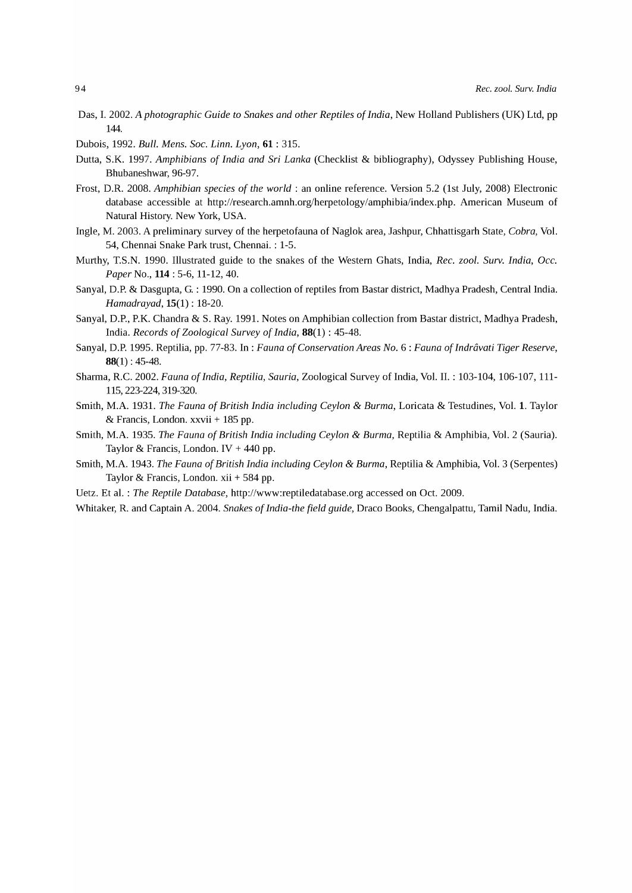Das, I. 2002. *A photographic Guide to Snakes and other Reptiles of India*, New Holland Publishers (UK) Ltd, pp 144.

Dubois, 1992. *Bull. Mens. Soc. Linn. Lyon*, **61** : 315.

Dutta, S.K. 1997. *Amphibians of India and Sri Lanka* (Checklist & bibliography), Odyssey Publishing House, Bhubaneshwar, 96-97.

Frost, D.R. 2008. *Amphibian species of the world* : an online reference. Version 5.2 (1st July, 2008) Electronic database accessible at http://research.amnh.org/herpetology/amphibia/index.php. American Museum of Natural History. New York, USA.

Ingle, M. 2003. A preliminary survey of the herpetofauna of Naglok area, Jashpur, Chhattisgarh State, *Cobra*, Vol. 54, Chennai Snake Park trust, Chennai. : 1-5.

Murthy, T.S.N. 1990. Illustrated guide to the snakes of the Western Ghats, India, *Rec. zool. Surv. India*, *Occ. Paper* No., **114** : 5-6, 11-12, 40.

Sanyal, D.P. & Dasgupta, G. : 1990. On a collection of reptiles from Bastar district, Madhya Pradesh, Central India. *Hamadrayad*, **15**(1) : 18-20.

Sanyal, D.P., P.K. Chandra & S. Ray. 1991. Notes on Amphibian collection from Bastar district, Madhya Pradesh, India. *Records of Zoological Survey of India*, **88**(1) : 45-48.

Sanyal, D.P. 1995. Reptilia, pp. 77-83. In : *Fauna of Conservation Areas No.* 6 : *Fauna of Indrâvati Tiger Reserve*, **88**(1) : 45-48.

Sharma, R.C. 2002. *Fauna of India*, *Reptilia*, *Sauria*, Zoological Survey of India, Vol. II. : 103-104, 106-107, 111-115, 223-224, 319-320.

Smith, M.A. 1931. *The Fauna of British India including Ceylon & Burma*, Loricata & Testudines, Vol. **1**. Taylor & Francis, London. xxvii + 185 pp.

Smith, M.A. 1935. *The Fauna of British India including Ceylon & Burma*, Reptilia & Amphibia, Vol. 2 (Sauria). Taylor & Francis, London. IV + 440 pp.

Smith, M.A. 1943. *The Fauna of British India including Ceylon & Burma*, Reptilia & Amphibia, Vol. 3 (Serpentes) Taylor & Francis, London. xii + 584 pp.

Uetz. Et al. : *The Reptile Database*, http://www:reptiledatabase.org accessed on Oct. 2009.

Whitaker, R. and Captain A. 2004. *Snakes of India-the field guide*, Draco Books, Chengalpattu, Tamil Nadu, India.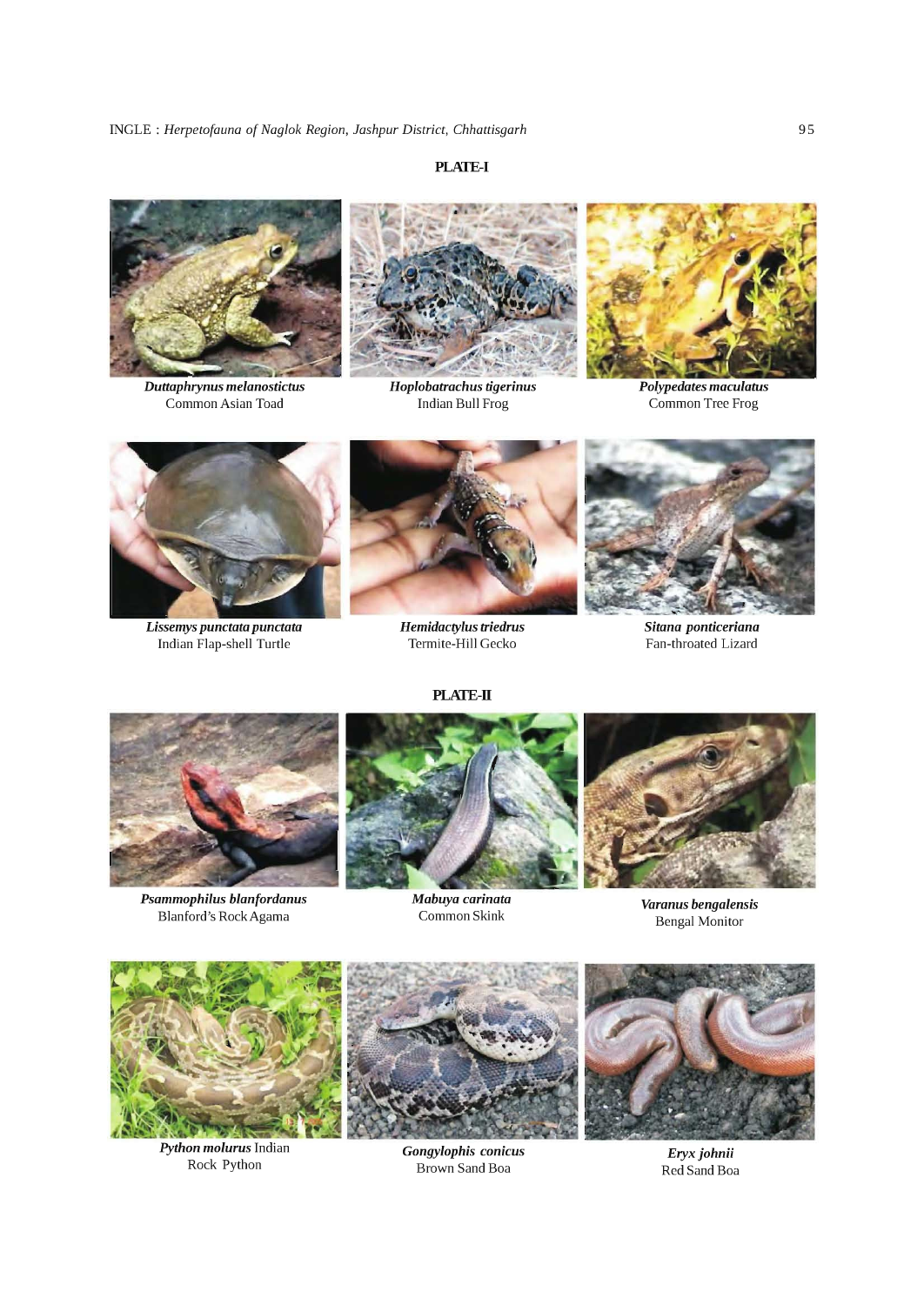**PLATE-I**

***Duttaphrynus melanostictus***
Common Asian Toad

***Hoplobatrachus tigerinus***
Indian Bull Frog

***Polypedates maculatus***
Common Tree Frog

***Lissemys punctata punctata***
Indian Flap-shell Turtle

***Hemidactylus triedrus***
Termite-Hill Gecko

***Sitana ponticeriana***
Fan-throated Lizard

**PLATE-II**

***Psammophilus blanfordanus***
Blanford's Rock Agama

***Mabuya carinata***
Common Skink

***Varanus bengalensis***
Bengal Monitor

***Python molurus*** Indian
Rock Python

***Gongylophis conicus***
Brown Sand Boa

***Eryx johnii***
Red Sand Boa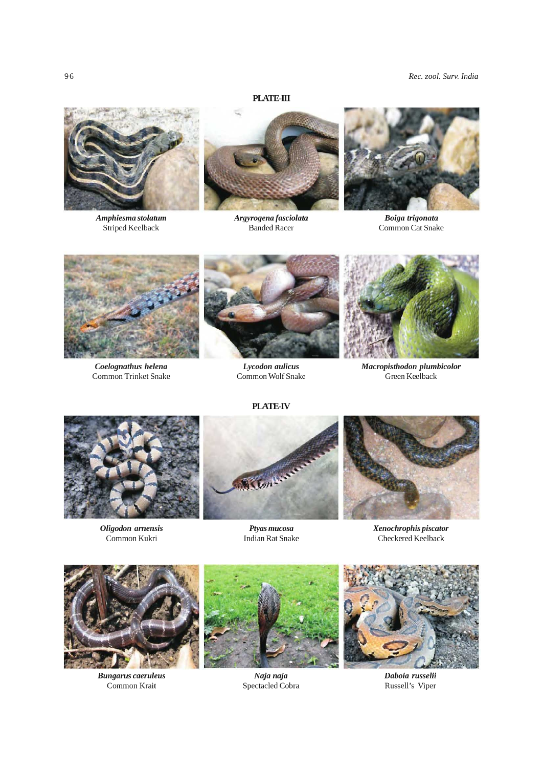## PLATE-III

***Amphiesma stolatum***
Striped Keelback

***Argyrogena fasciolata***
Banded Racer

***Boiga trigonata***
Common Cat Snake

***Coelognathus helena***
Common Trinket Snake

***Lycodon aulicus***
Common Wolf Snake

***Macropisthodon plumbicolor***
Green Keelback

## PLATE-IV

***Oligodon arnensis***
Common Kukri

***Ptyas mucosa***
Indian Rat Snake

***Xenochrophis piscator***
Checkered Keelback

***Bungarus caeruleus***
Common Krait

***Naja naja***
Spectacled Cobra

***Daboia russelii***
Russell's Viper